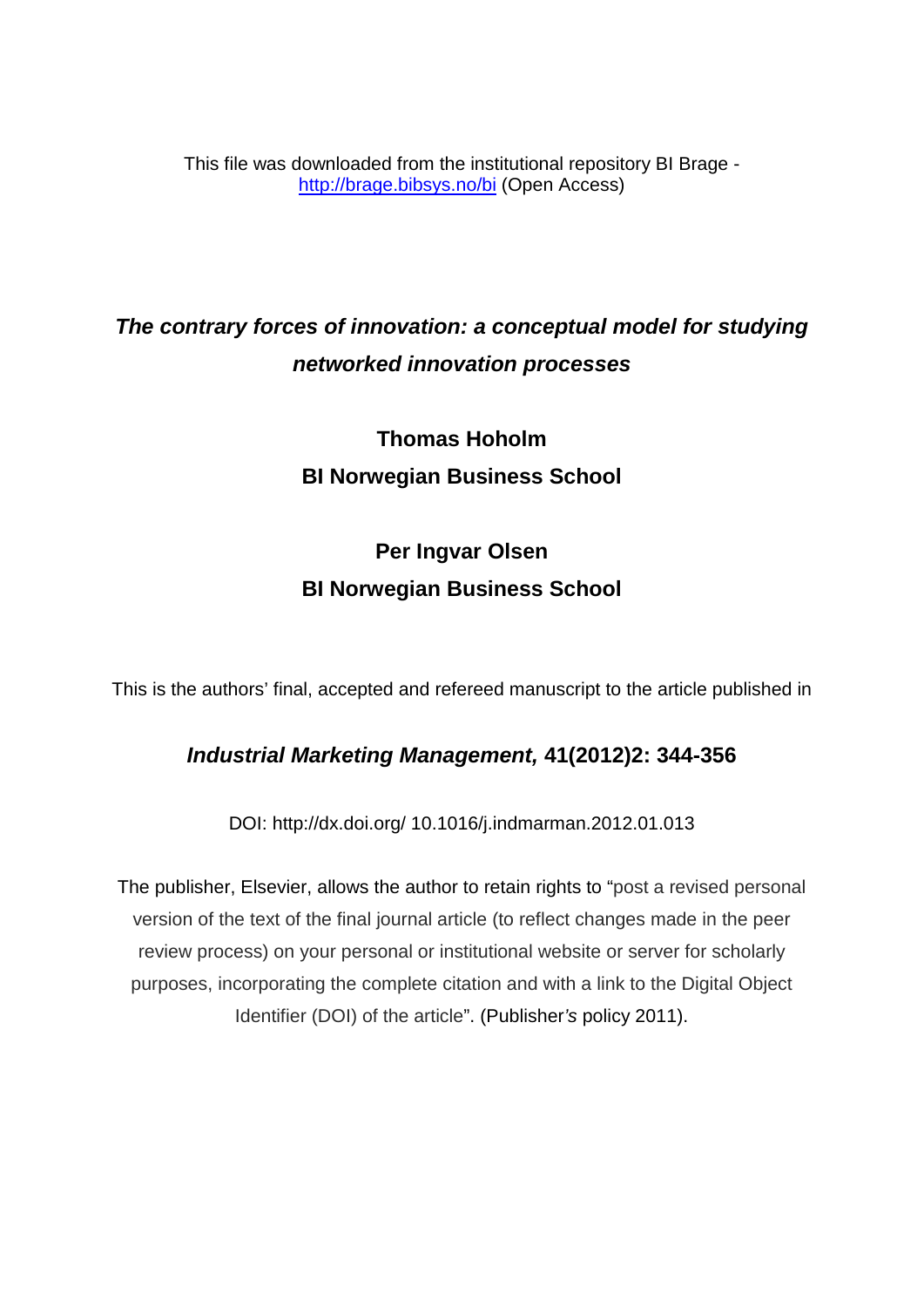This file was downloaded from the institutional repository BI Brage - http://brage.bibsys.no/bi (Open Access)

# *The contrary forces of innovation: a conceptual model for studying networked innovation processes*

**Thomas Hoholm**
**BI Norwegian Business School**

**Per Ingvar Olsen**
**BI Norwegian Business School**

This is the authors' final, accepted and refereed manuscript to the article published in

***Industrial Marketing Management,* 41(2012)2: 344-356**

DOI: http://dx.doi.org/ 10.1016/j.indmarman.2012.01.013

The publisher, Elsevier, allows the author to retain rights to "post a revised personal version of the text of the final journal article (to reflect changes made in the peer review process) on your personal or institutional website or server for scholarly purposes, incorporating the complete citation and with a link to the Digital Object Identifier (DOI) of the article". (Publisher*'s* policy 2011).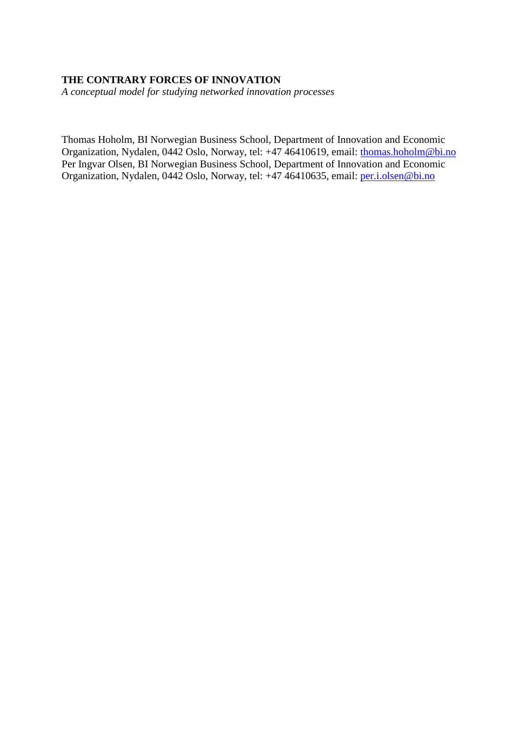**THE CONTRARY FORCES OF INNOVATION**

*A conceptual model for studying networked innovation processes*

Thomas Hoholm, BI Norwegian Business School, Department of Innovation and Economic Organization, Nydalen, 0442 Oslo, Norway, tel: +47 46410619, email: thomas.hoholm@bi.no
Per Ingvar Olsen, BI Norwegian Business School, Department of Innovation and Economic Organization, Nydalen, 0442 Oslo, Norway, tel: +47 46410635, email: per.i.olsen@bi.no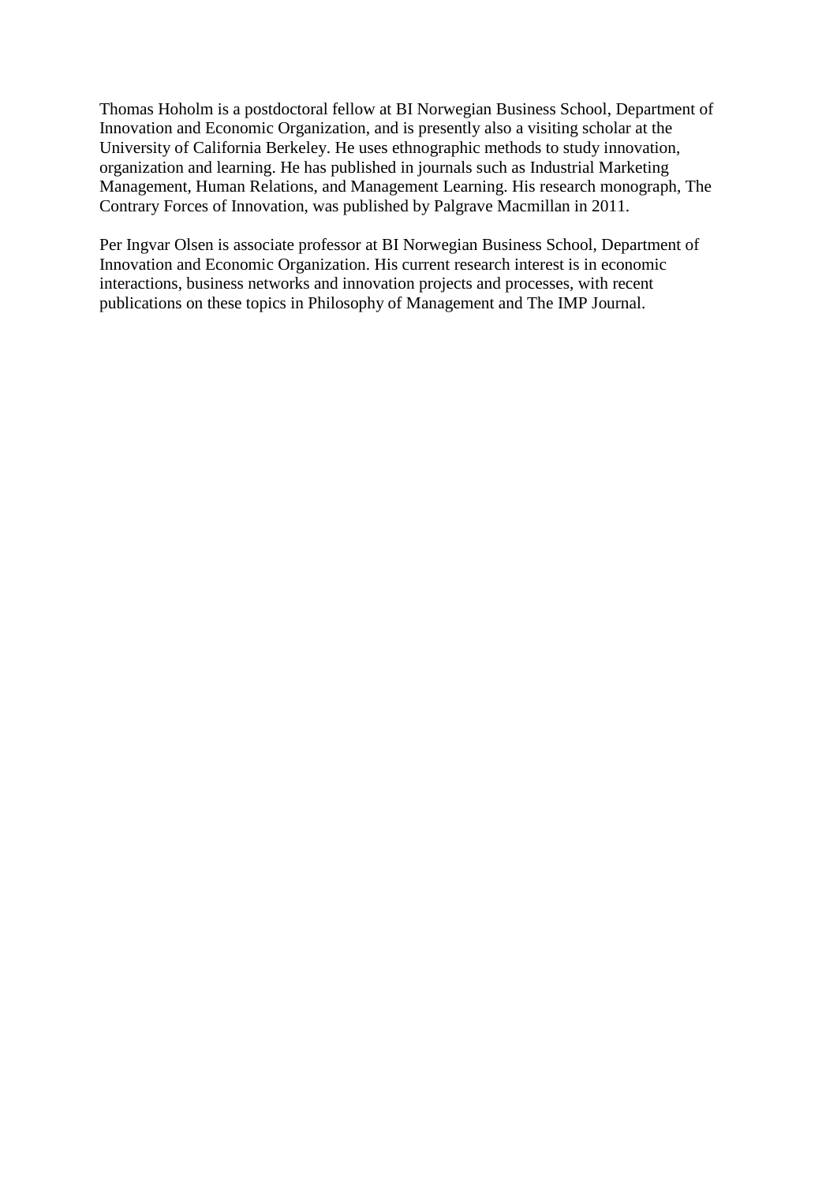Thomas Hoholm is a postdoctoral fellow at BI Norwegian Business School, Department of Innovation and Economic Organization, and is presently also a visiting scholar at the University of California Berkeley. He uses ethnographic methods to study innovation, organization and learning. He has published in journals such as Industrial Marketing Management, Human Relations, and Management Learning. His research monograph, The Contrary Forces of Innovation, was published by Palgrave Macmillan in 2011.

Per Ingvar Olsen is associate professor at BI Norwegian Business School, Department of Innovation and Economic Organization. His current research interest is in economic interactions, business networks and innovation projects and processes, with recent publications on these topics in Philosophy of Management and The IMP Journal.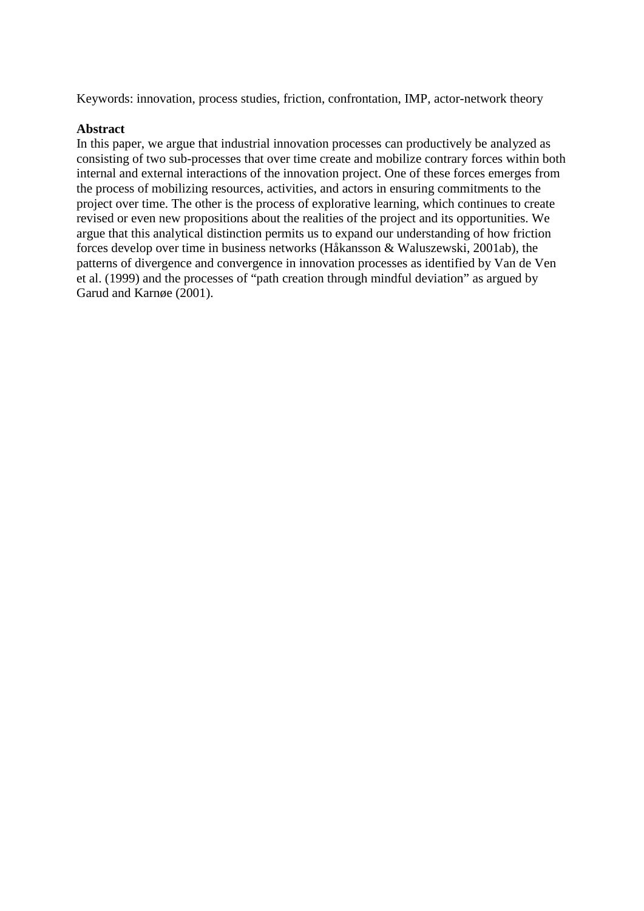Keywords: innovation, process studies, friction, confrontation, IMP, actor-network theory

**Abstract**

In this paper, we argue that industrial innovation processes can productively be analyzed as consisting of two sub-processes that over time create and mobilize contrary forces within both internal and external interactions of the innovation project. One of these forces emerges from the process of mobilizing resources, activities, and actors in ensuring commitments to the project over time. The other is the process of explorative learning, which continues to create revised or even new propositions about the realities of the project and its opportunities. We argue that this analytical distinction permits us to expand our understanding of how friction forces develop over time in business networks (Håkansson & Waluszewski, 2001ab), the patterns of divergence and convergence in innovation processes as identified by Van de Ven et al. (1999) and the processes of "path creation through mindful deviation" as argued by Garud and Karnøe (2001).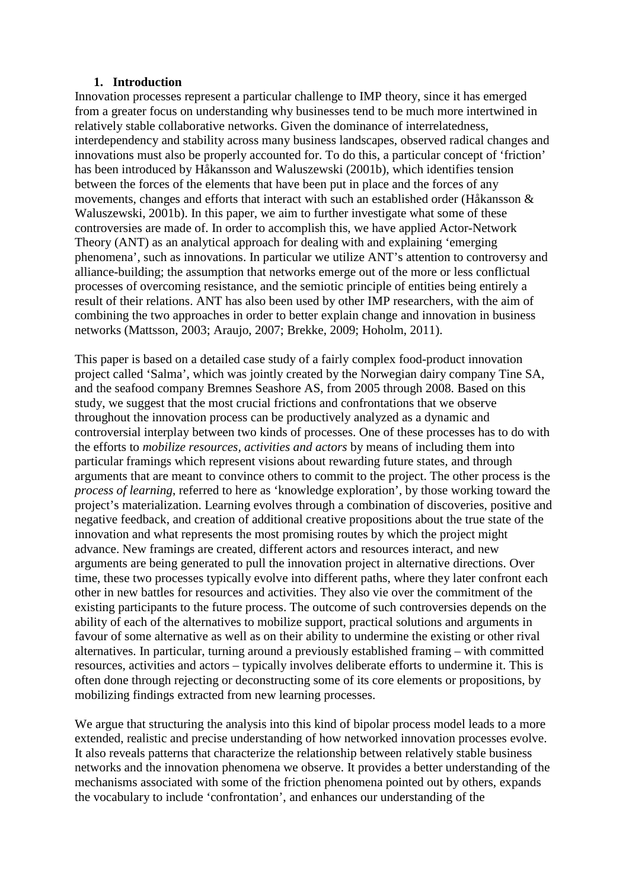## 1. Introduction

Innovation processes represent a particular challenge to IMP theory, since it has emerged from a greater focus on understanding why businesses tend to be much more intertwined in relatively stable collaborative networks. Given the dominance of interrelatedness, interdependency and stability across many business landscapes, observed radical changes and innovations must also be properly accounted for. To do this, a particular concept of 'friction' has been introduced by Håkansson and Waluszewski (2001b), which identifies tension between the forces of the elements that have been put in place and the forces of any movements, changes and efforts that interact with such an established order (Håkansson & Waluszewski, 2001b). In this paper, we aim to further investigate what some of these controversies are made of. In order to accomplish this, we have applied Actor-Network Theory (ANT) as an analytical approach for dealing with and explaining 'emerging phenomena', such as innovations. In particular we utilize ANT's attention to controversy and alliance-building; the assumption that networks emerge out of the more or less conflictual processes of overcoming resistance, and the semiotic principle of entities being entirely a result of their relations. ANT has also been used by other IMP researchers, with the aim of combining the two approaches in order to better explain change and innovation in business networks (Mattsson, 2003; Araujo, 2007; Brekke, 2009; Hoholm, 2011).

This paper is based on a detailed case study of a fairly complex food-product innovation project called 'Salma', which was jointly created by the Norwegian dairy company Tine SA, and the seafood company Bremnes Seashore AS, from 2005 through 2008. Based on this study, we suggest that the most crucial frictions and confrontations that we observe throughout the innovation process can be productively analyzed as a dynamic and controversial interplay between two kinds of processes. One of these processes has to do with the efforts to *mobilize resources, activities and actors* by means of including them into particular framings which represent visions about rewarding future states, and through arguments that are meant to convince others to commit to the project. The other process is the *process of learning*, referred to here as 'knowledge exploration', by those working toward the project's materialization. Learning evolves through a combination of discoveries, positive and negative feedback, and creation of additional creative propositions about the true state of the innovation and what represents the most promising routes by which the project might advance. New framings are created, different actors and resources interact, and new arguments are being generated to pull the innovation project in alternative directions. Over time, these two processes typically evolve into different paths, where they later confront each other in new battles for resources and activities. They also vie over the commitment of the existing participants to the future process. The outcome of such controversies depends on the ability of each of the alternatives to mobilize support, practical solutions and arguments in favour of some alternative as well as on their ability to undermine the existing or other rival alternatives. In particular, turning around a previously established framing – with committed resources, activities and actors – typically involves deliberate efforts to undermine it. This is often done through rejecting or deconstructing some of its core elements or propositions, by mobilizing findings extracted from new learning processes.

We argue that structuring the analysis into this kind of bipolar process model leads to a more extended, realistic and precise understanding of how networked innovation processes evolve. It also reveals patterns that characterize the relationship between relatively stable business networks and the innovation phenomena we observe. It provides a better understanding of the mechanisms associated with some of the friction phenomena pointed out by others, expands the vocabulary to include 'confrontation', and enhances our understanding of the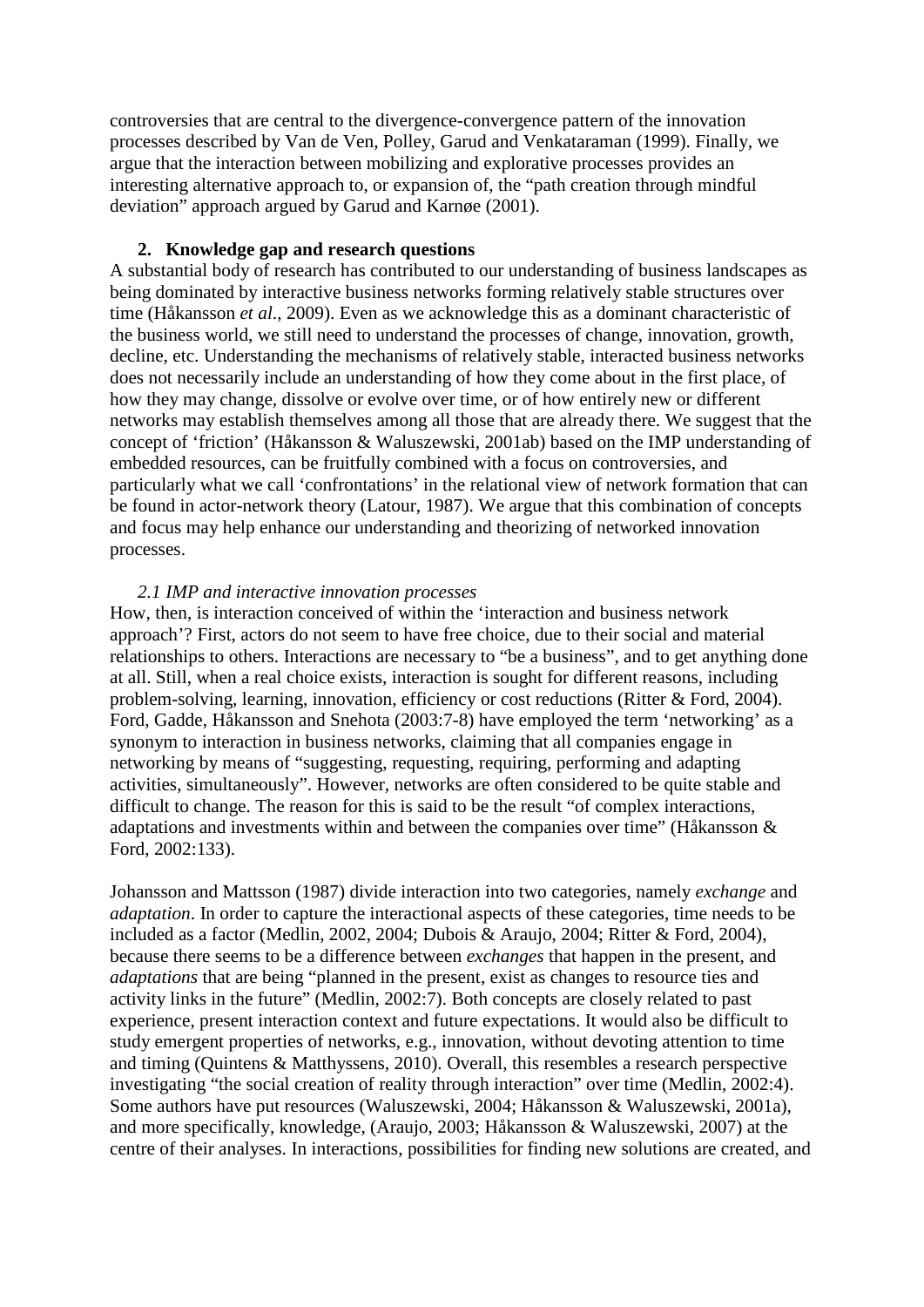controversies that are central to the divergence-convergence pattern of the innovation processes described by Van de Ven, Polley, Garud and Venkataraman (1999). Finally, we argue that the interaction between mobilizing and explorative processes provides an interesting alternative approach to, or expansion of, the "path creation through mindful deviation" approach argued by Garud and Karnøe (2001).

## 2. Knowledge gap and research questions

A substantial body of research has contributed to our understanding of business landscapes as being dominated by interactive business networks forming relatively stable structures over time (Håkansson *et al*., 2009). Even as we acknowledge this as a dominant characteristic of the business world, we still need to understand the processes of change, innovation, growth, decline, etc. Understanding the mechanisms of relatively stable, interacted business networks does not necessarily include an understanding of how they come about in the first place, of how they may change, dissolve or evolve over time, or of how entirely new or different networks may establish themselves among all those that are already there. We suggest that the concept of 'friction' (Håkansson & Waluszewski, 2001ab) based on the IMP understanding of embedded resources, can be fruitfully combined with a focus on controversies, and particularly what we call 'confrontations' in the relational view of network formation that can be found in actor-network theory (Latour, 1987). We argue that this combination of concepts and focus may help enhance our understanding and theorizing of networked innovation processes.

### *2.1 IMP and interactive innovation processes*

How, then, is interaction conceived of within the 'interaction and business network approach'? First, actors do not seem to have free choice, due to their social and material relationships to others. Interactions are necessary to "be a business", and to get anything done at all. Still, when a real choice exists, interaction is sought for different reasons, including problem-solving, learning, innovation, efficiency or cost reductions (Ritter & Ford, 2004). Ford, Gadde, Håkansson and Snehota (2003:7-8) have employed the term 'networking' as a synonym to interaction in business networks, claiming that all companies engage in networking by means of "suggesting, requesting, requiring, performing and adapting activities, simultaneously". However, networks are often considered to be quite stable and difficult to change. The reason for this is said to be the result "of complex interactions, adaptations and investments within and between the companies over time" (Håkansson & Ford, 2002:133).

Johansson and Mattsson (1987) divide interaction into two categories, namely *exchange* and *adaptation*. In order to capture the interactional aspects of these categories, time needs to be included as a factor (Medlin, 2002, 2004; Dubois & Araujo, 2004; Ritter & Ford, 2004), because there seems to be a difference between *exchanges* that happen in the present, and *adaptations* that are being "planned in the present, exist as changes to resource ties and activity links in the future" (Medlin, 2002:7). Both concepts are closely related to past experience, present interaction context and future expectations. It would also be difficult to study emergent properties of networks, e.g., innovation, without devoting attention to time and timing (Quintens & Matthyssens, 2010). Overall, this resembles a research perspective investigating "the social creation of reality through interaction" over time (Medlin, 2002:4). Some authors have put resources (Waluszewski, 2004; Håkansson & Waluszewski, 2001a), and more specifically, knowledge, (Araujo, 2003; Håkansson & Waluszewski, 2007) at the centre of their analyses. In interactions, possibilities for finding new solutions are created, and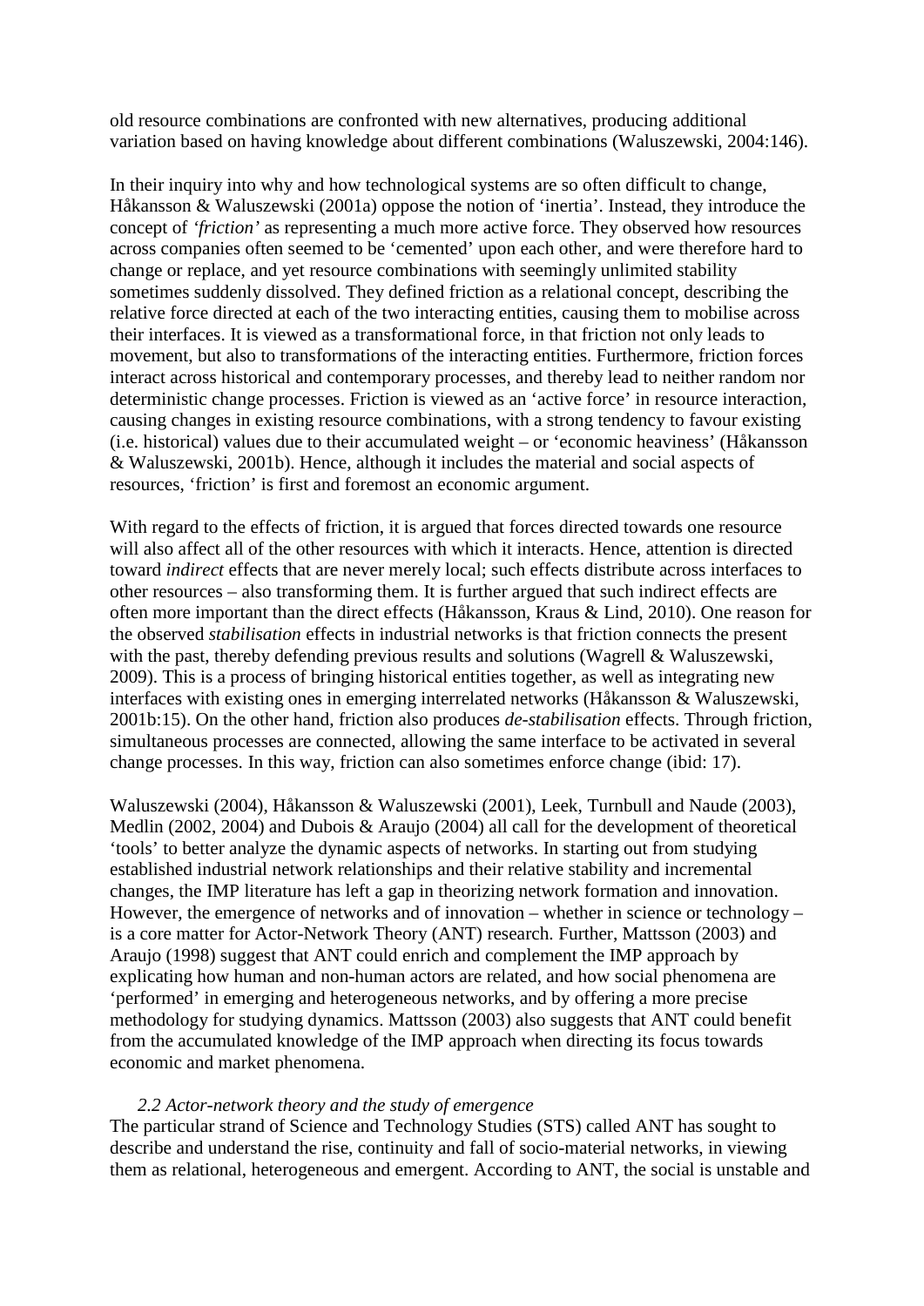old resource combinations are confronted with new alternatives, producing additional variation based on having knowledge about different combinations (Waluszewski, 2004:146).

In their inquiry into why and how technological systems are so often difficult to change, Håkansson & Waluszewski (2001a) oppose the notion of 'inertia'. Instead, they introduce the concept of *'friction'* as representing a much more active force. They observed how resources across companies often seemed to be 'cemented' upon each other, and were therefore hard to change or replace, and yet resource combinations with seemingly unlimited stability sometimes suddenly dissolved. They defined friction as a relational concept, describing the relative force directed at each of the two interacting entities, causing them to mobilise across their interfaces. It is viewed as a transformational force, in that friction not only leads to movement, but also to transformations of the interacting entities. Furthermore, friction forces interact across historical and contemporary processes, and thereby lead to neither random nor deterministic change processes. Friction is viewed as an 'active force' in resource interaction, causing changes in existing resource combinations, with a strong tendency to favour existing (i.e. historical) values due to their accumulated weight – or 'economic heaviness' (Håkansson & Waluszewski, 2001b). Hence, although it includes the material and social aspects of resources, 'friction' is first and foremost an economic argument.

With regard to the effects of friction, it is argued that forces directed towards one resource will also affect all of the other resources with which it interacts. Hence, attention is directed toward *indirect* effects that are never merely local; such effects distribute across interfaces to other resources – also transforming them. It is further argued that such indirect effects are often more important than the direct effects (Håkansson, Kraus & Lind, 2010). One reason for the observed *stabilisation* effects in industrial networks is that friction connects the present with the past, thereby defending previous results and solutions (Wagrell & Waluszewski, 2009). This is a process of bringing historical entities together, as well as integrating new interfaces with existing ones in emerging interrelated networks (Håkansson & Waluszewski, 2001b:15). On the other hand, friction also produces *de-stabilisation* effects. Through friction, simultaneous processes are connected, allowing the same interface to be activated in several change processes. In this way, friction can also sometimes enforce change (ibid: 17).

Waluszewski (2004), Håkansson & Waluszewski (2001), Leek, Turnbull and Naude (2003), Medlin (2002, 2004) and Dubois & Araujo (2004) all call for the development of theoretical 'tools' to better analyze the dynamic aspects of networks. In starting out from studying established industrial network relationships and their relative stability and incremental changes, the IMP literature has left a gap in theorizing network formation and innovation. However, the emergence of networks and of innovation – whether in science or technology – is a core matter for Actor-Network Theory (ANT) research. Further, Mattsson (2003) and Araujo (1998) suggest that ANT could enrich and complement the IMP approach by explicating how human and non-human actors are related, and how social phenomena are 'performed' in emerging and heterogeneous networks, and by offering a more precise methodology for studying dynamics. Mattsson (2003) also suggests that ANT could benefit from the accumulated knowledge of the IMP approach when directing its focus towards economic and market phenomena.

### *2.2 Actor-network theory and the study of emergence*

The particular strand of Science and Technology Studies (STS) called ANT has sought to describe and understand the rise, continuity and fall of socio-material networks, in viewing them as relational, heterogeneous and emergent. According to ANT, the social is unstable and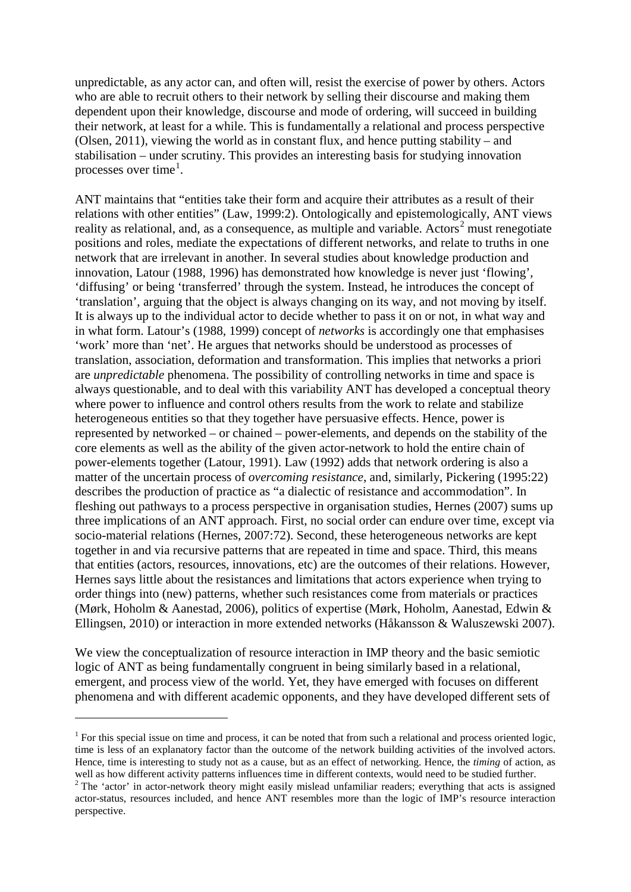unpredictable, as any actor can, and often will, resist the exercise of power by others. Actors who are able to recruit others to their network by selling their discourse and making them dependent upon their knowledge, discourse and mode of ordering, will succeed in building their network, at least for a while. This is fundamentally a relational and process perspective (Olsen, 2011), viewing the world as in constant flux, and hence putting stability – and stabilisation – under scrutiny. This provides an interesting basis for studying innovation processes over time[1].

ANT maintains that "entities take their form and acquire their attributes as a result of their relations with other entities" (Law, 1999:2). Ontologically and epistemologically, ANT views reality as relational, and, as a consequence, as multiple and variable. Actors[2] must renegotiate positions and roles, mediate the expectations of different networks, and relate to truths in one network that are irrelevant in another. In several studies about knowledge production and innovation, Latour (1988, 1996) has demonstrated how knowledge is never just 'flowing', 'diffusing' or being 'transferred' through the system. Instead, he introduces the concept of 'translation', arguing that the object is always changing on its way, and not moving by itself. It is always up to the individual actor to decide whether to pass it on or not, in what way and in what form. Latour's (1988, 1999) concept of *networks* is accordingly one that emphasises 'work' more than 'net'. He argues that networks should be understood as processes of translation, association, deformation and transformation. This implies that networks a priori are *unpredictable* phenomena. The possibility of controlling networks in time and space is always questionable, and to deal with this variability ANT has developed a conceptual theory where power to influence and control others results from the work to relate and stabilize heterogeneous entities so that they together have persuasive effects. Hence, power is represented by networked – or chained – power-elements, and depends on the stability of the core elements as well as the ability of the given actor-network to hold the entire chain of power-elements together (Latour, 1991). Law (1992) adds that network ordering is also a matter of the uncertain process of *overcoming resistance*, and, similarly, Pickering (1995:22) describes the production of practice as "a dialectic of resistance and accommodation". In fleshing out pathways to a process perspective in organisation studies, Hernes (2007) sums up three implications of an ANT approach. First, no social order can endure over time, except via socio-material relations (Hernes, 2007:72). Second, these heterogeneous networks are kept together in and via recursive patterns that are repeated in time and space. Third, this means that entities (actors, resources, innovations, etc) are the outcomes of their relations. However, Hernes says little about the resistances and limitations that actors experience when trying to order things into (new) patterns, whether such resistances come from materials or practices (Mørk, Hoholm & Aanestad, 2006), politics of expertise (Mørk, Hoholm, Aanestad, Edwin & Ellingsen, 2010) or interaction in more extended networks (Håkansson & Waluszewski 2007).

We view the conceptualization of resource interaction in IMP theory and the basic semiotic logic of ANT as being fundamentally congruent in being similarly based in a relational, emergent, and process view of the world. Yet, they have emerged with focuses on different phenomena and with different academic opponents, and they have developed different sets of

---

[1] For this special issue on time and process, it can be noted that from such a relational and process oriented logic, time is less of an explanatory factor than the outcome of the network building activities of the involved actors. Hence, time is interesting to study not as a cause, but as an effect of networking. Hence, the *timing* of action, as well as how different activity patterns influences time in different contexts, would need to be studied further.

[2] The 'actor' in actor-network theory might easily mislead unfamiliar readers; everything that acts is assigned actor-status, resources included, and hence ANT resembles more than the logic of IMP's resource interaction perspective.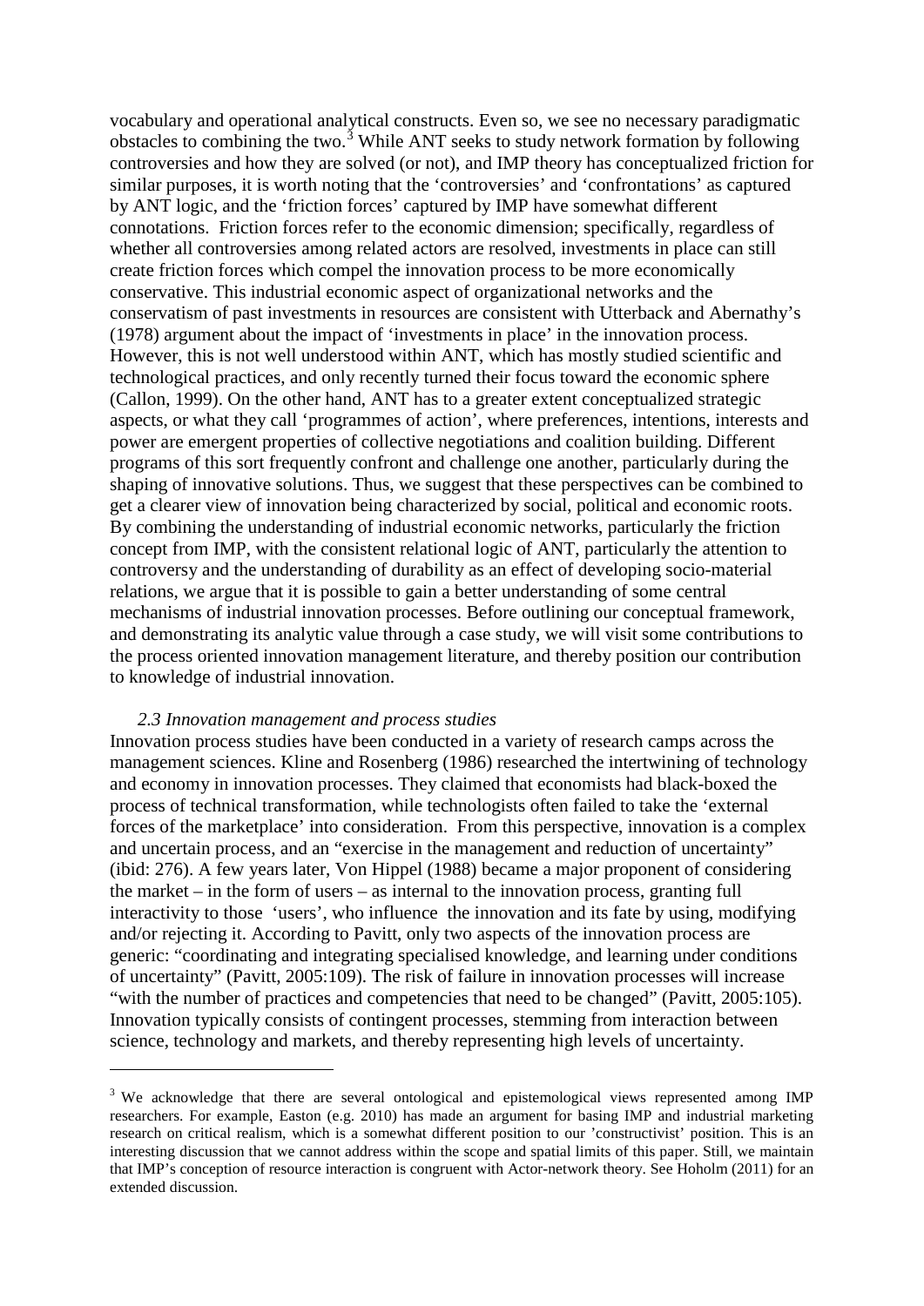vocabulary and operational analytical constructs. Even so, we see no necessary paradigmatic obstacles to combining the two.[3] While ANT seeks to study network formation by following controversies and how they are solved (or not), and IMP theory has conceptualized friction for similar purposes, it is worth noting that the 'controversies' and 'confrontations' as captured by ANT logic, and the 'friction forces' captured by IMP have somewhat different connotations. Friction forces refer to the economic dimension; specifically, regardless of whether all controversies among related actors are resolved, investments in place can still create friction forces which compel the innovation process to be more economically conservative. This industrial economic aspect of organizational networks and the conservatism of past investments in resources are consistent with Utterback and Abernathy's (1978) argument about the impact of 'investments in place' in the innovation process. However, this is not well understood within ANT, which has mostly studied scientific and technological practices, and only recently turned their focus toward the economic sphere (Callon, 1999). On the other hand, ANT has to a greater extent conceptualized strategic aspects, or what they call 'programmes of action', where preferences, intentions, interests and power are emergent properties of collective negotiations and coalition building. Different programs of this sort frequently confront and challenge one another, particularly during the shaping of innovative solutions. Thus, we suggest that these perspectives can be combined to get a clearer view of innovation being characterized by social, political and economic roots. By combining the understanding of industrial economic networks, particularly the friction concept from IMP, with the consistent relational logic of ANT, particularly the attention to controversy and the understanding of durability as an effect of developing socio-material relations, we argue that it is possible to gain a better understanding of some central mechanisms of industrial innovation processes. Before outlining our conceptual framework, and demonstrating its analytic value through a case study, we will visit some contributions to the process oriented innovation management literature, and thereby position our contribution to knowledge of industrial innovation.

### *2.3 Innovation management and process studies*

Innovation process studies have been conducted in a variety of research camps across the management sciences. Kline and Rosenberg (1986) researched the intertwining of technology and economy in innovation processes. They claimed that economists had black-boxed the process of technical transformation, while technologists often failed to take the 'external forces of the marketplace' into consideration. From this perspective, innovation is a complex and uncertain process, and an "exercise in the management and reduction of uncertainty" (ibid: 276). A few years later, Von Hippel (1988) became a major proponent of considering the market – in the form of users – as internal to the innovation process, granting full interactivity to those 'users', who influence the innovation and its fate by using, modifying and/or rejecting it. According to Pavitt, only two aspects of the innovation process are generic: "coordinating and integrating specialised knowledge, and learning under conditions of uncertainty" (Pavitt, 2005:109). The risk of failure in innovation processes will increase "with the number of practices and competencies that need to be changed" (Pavitt, 2005:105). Innovation typically consists of contingent processes, stemming from interaction between science, technology and markets, and thereby representing high levels of uncertainty.

---

[3] We acknowledge that there are several ontological and epistemological views represented among IMP researchers. For example, Easton (e.g. 2010) has made an argument for basing IMP and industrial marketing research on critical realism, which is a somewhat different position to our 'constructivist' position. This is an interesting discussion that we cannot address within the scope and spatial limits of this paper. Still, we maintain that IMP's conception of resource interaction is congruent with Actor-network theory. See Hoholm (2011) for an extended discussion.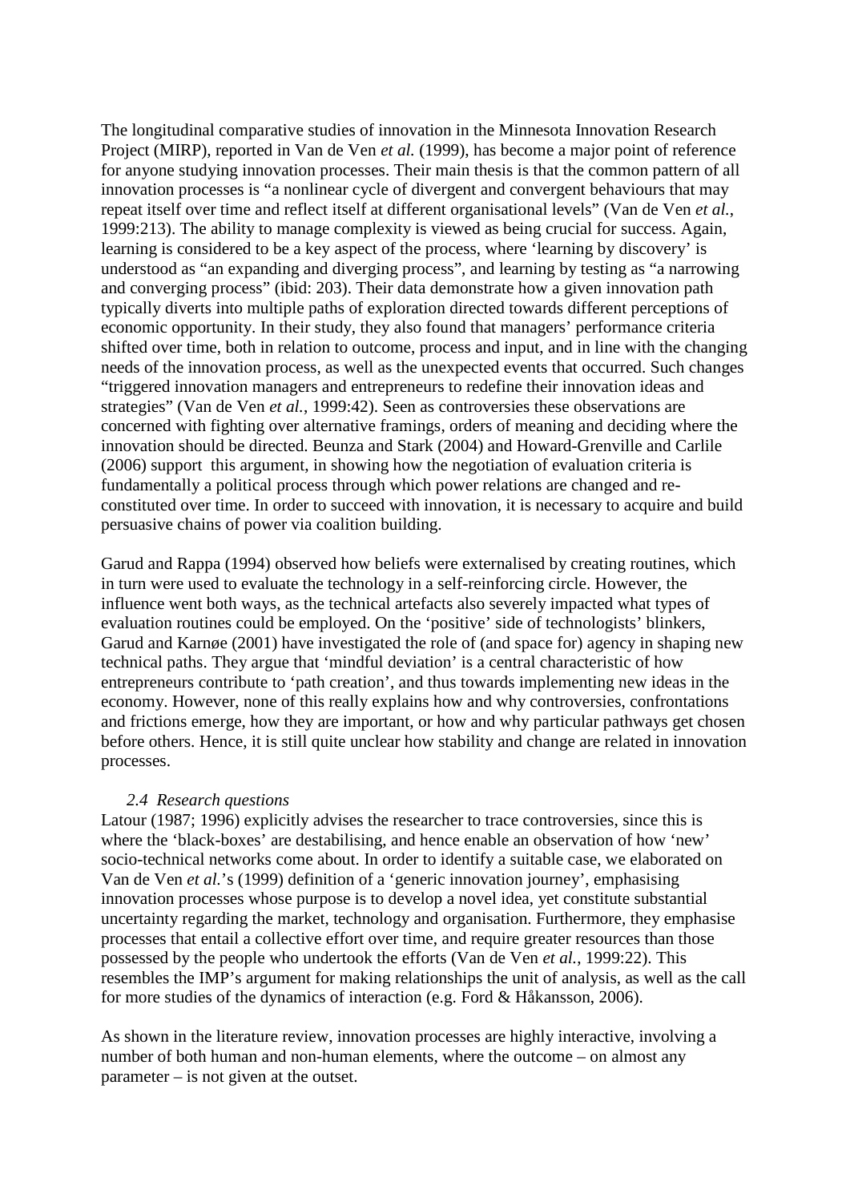The longitudinal comparative studies of innovation in the Minnesota Innovation Research Project (MIRP), reported in Van de Ven *et al.* (1999), has become a major point of reference for anyone studying innovation processes. Their main thesis is that the common pattern of all innovation processes is "a nonlinear cycle of divergent and convergent behaviours that may repeat itself over time and reflect itself at different organisational levels" (Van de Ven *et al.*, 1999:213). The ability to manage complexity is viewed as being crucial for success. Again, learning is considered to be a key aspect of the process, where 'learning by discovery' is understood as "an expanding and diverging process", and learning by testing as "a narrowing and converging process" (ibid: 203). Their data demonstrate how a given innovation path typically diverts into multiple paths of exploration directed towards different perceptions of economic opportunity. In their study, they also found that managers' performance criteria shifted over time, both in relation to outcome, process and input, and in line with the changing needs of the innovation process, as well as the unexpected events that occurred. Such changes "triggered innovation managers and entrepreneurs to redefine their innovation ideas and strategies" (Van de Ven *et al.*, 1999:42). Seen as controversies these observations are concerned with fighting over alternative framings, orders of meaning and deciding where the innovation should be directed. Beunza and Stark (2004) and Howard-Grenville and Carlile (2006) support this argument, in showing how the negotiation of evaluation criteria is fundamentally a political process through which power relations are changed and re-constituted over time. In order to succeed with innovation, it is necessary to acquire and build persuasive chains of power via coalition building.

Garud and Rappa (1994) observed how beliefs were externalised by creating routines, which in turn were used to evaluate the technology in a self-reinforcing circle. However, the influence went both ways, as the technical artefacts also severely impacted what types of evaluation routines could be employed. On the 'positive' side of technologists' blinkers, Garud and Karnøe (2001) have investigated the role of (and space for) agency in shaping new technical paths. They argue that 'mindful deviation' is a central characteristic of how entrepreneurs contribute to 'path creation', and thus towards implementing new ideas in the economy. However, none of this really explains how and why controversies, confrontations and frictions emerge, how they are important, or how and why particular pathways get chosen before others. Hence, it is still quite unclear how stability and change are related in innovation processes.

### *2.4 Research questions*

Latour (1987; 1996) explicitly advises the researcher to trace controversies, since this is where the 'black-boxes' are destabilising, and hence enable an observation of how 'new' socio-technical networks come about. In order to identify a suitable case, we elaborated on Van de Ven *et al.*'s (1999) definition of a 'generic innovation journey', emphasising innovation processes whose purpose is to develop a novel idea, yet constitute substantial uncertainty regarding the market, technology and organisation. Furthermore, they emphasise processes that entail a collective effort over time, and require greater resources than those possessed by the people who undertook the efforts (Van de Ven *et al.*, 1999:22). This resembles the IMP's argument for making relationships the unit of analysis, as well as the call for more studies of the dynamics of interaction (e.g. Ford & Håkansson, 2006).

As shown in the literature review, innovation processes are highly interactive, involving a number of both human and non-human elements, where the outcome – on almost any parameter – is not given at the outset.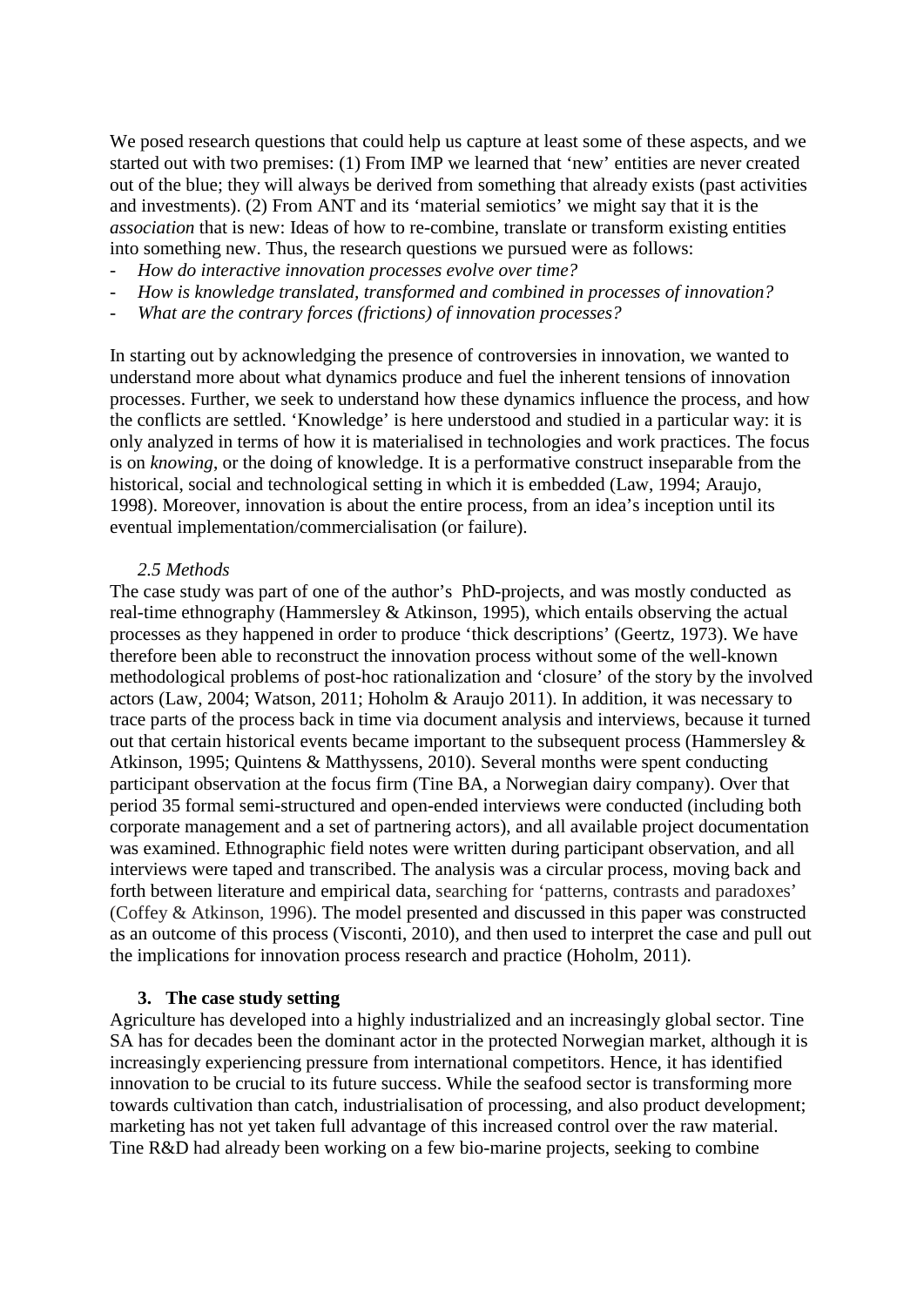We posed research questions that could help us capture at least some of these aspects, and we started out with two premises: (1) From IMP we learned that 'new' entities are never created out of the blue; they will always be derived from something that already exists (past activities and investments). (2) From ANT and its 'material semiotics' we might say that it is the *association* that is new: Ideas of how to re-combine, translate or transform existing entities into something new. Thus, the research questions we pursued were as follows:

- *How do interactive innovation processes evolve over time?*
- *How is knowledge translated, transformed and combined in processes of innovation?*
- *What are the contrary forces (frictions) of innovation processes?*

In starting out by acknowledging the presence of controversies in innovation, we wanted to understand more about what dynamics produce and fuel the inherent tensions of innovation processes. Further, we seek to understand how these dynamics influence the process, and how the conflicts are settled. 'Knowledge' is here understood and studied in a particular way: it is only analyzed in terms of how it is materialised in technologies and work practices. The focus is on *knowing*, or the doing of knowledge. It is a performative construct inseparable from the historical, social and technological setting in which it is embedded (Law, 1994; Araujo, 1998). Moreover, innovation is about the entire process, from an idea's inception until its eventual implementation/commercialisation (or failure).

### *2.5 Methods*

The case study was part of one of the author's PhD-projects, and was mostly conducted as real-time ethnography (Hammersley & Atkinson, 1995), which entails observing the actual processes as they happened in order to produce 'thick descriptions' (Geertz, 1973). We have therefore been able to reconstruct the innovation process without some of the well-known methodological problems of post-hoc rationalization and 'closure' of the story by the involved actors (Law, 2004; Watson, 2011; Hoholm & Araujo 2011). In addition, it was necessary to trace parts of the process back in time via document analysis and interviews, because it turned out that certain historical events became important to the subsequent process (Hammersley & Atkinson, 1995; Quintens & Matthyssens, 2010). Several months were spent conducting participant observation at the focus firm (Tine BA, a Norwegian dairy company). Over that period 35 formal semi-structured and open-ended interviews were conducted (including both corporate management and a set of partnering actors), and all available project documentation was examined. Ethnographic field notes were written during participant observation, and all interviews were taped and transcribed. The analysis was a circular process, moving back and forth between literature and empirical data, searching for 'patterns, contrasts and paradoxes' (Coffey & Atkinson, 1996). The model presented and discussed in this paper was constructed as an outcome of this process (Visconti, 2010), and then used to interpret the case and pull out the implications for innovation process research and practice (Hoholm, 2011).

## **3. The case study setting**

Agriculture has developed into a highly industrialized and an increasingly global sector. Tine SA has for decades been the dominant actor in the protected Norwegian market, although it is increasingly experiencing pressure from international competitors. Hence, it has identified innovation to be crucial to its future success. While the seafood sector is transforming more towards cultivation than catch, industrialisation of processing, and also product development; marketing has not yet taken full advantage of this increased control over the raw material. Tine R&D had already been working on a few bio-marine projects, seeking to combine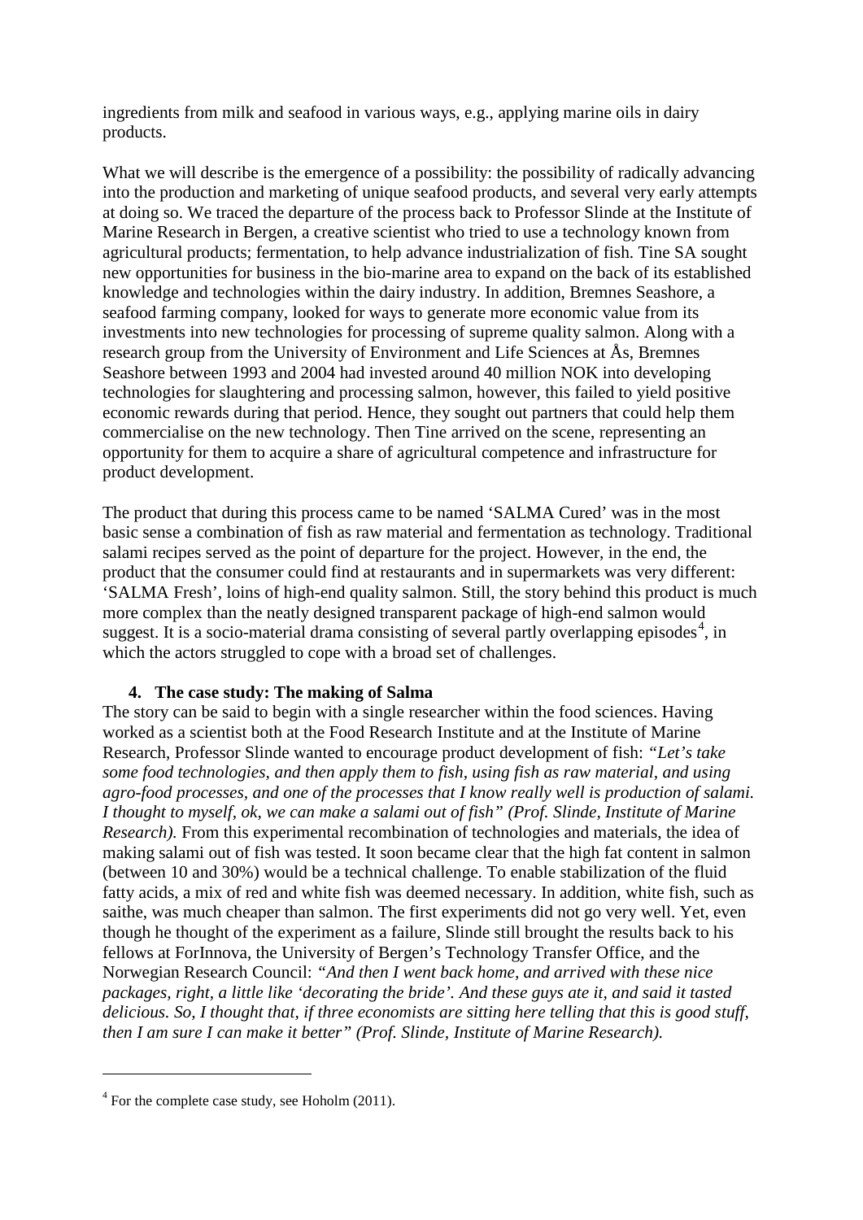ingredients from milk and seafood in various ways, e.g., applying marine oils in dairy products.

What we will describe is the emergence of a possibility: the possibility of radically advancing into the production and marketing of unique seafood products, and several very early attempts at doing so. We traced the departure of the process back to Professor Slinde at the Institute of Marine Research in Bergen, a creative scientist who tried to use a technology known from agricultural products; fermentation, to help advance industrialization of fish. Tine SA sought new opportunities for business in the bio-marine area to expand on the back of its established knowledge and technologies within the dairy industry. In addition, Bremnes Seashore, a seafood farming company, looked for ways to generate more economic value from its investments into new technologies for processing of supreme quality salmon. Along with a research group from the University of Environment and Life Sciences at Ås, Bremnes Seashore between 1993 and 2004 had invested around 40 million NOK into developing technologies for slaughtering and processing salmon, however, this failed to yield positive economic rewards during that period. Hence, they sought out partners that could help them commercialise on the new technology. Then Tine arrived on the scene, representing an opportunity for them to acquire a share of agricultural competence and infrastructure for product development.

The product that during this process came to be named 'SALMA Cured' was in the most basic sense a combination of fish as raw material and fermentation as technology. Traditional salami recipes served as the point of departure for the project. However, in the end, the product that the consumer could find at restaurants and in supermarkets was very different: 'SALMA Fresh', loins of high-end quality salmon. Still, the story behind this product is much more complex than the neatly designed transparent package of high-end salmon would suggest. It is a socio-material drama consisting of several partly overlapping episodes[4], in which the actors struggled to cope with a broad set of challenges.

## 4. The case study: The making of Salma

The story can be said to begin with a single researcher within the food sciences. Having worked as a scientist both at the Food Research Institute and at the Institute of Marine Research, Professor Slinde wanted to encourage product development of fish: *"Let's take some food technologies, and then apply them to fish, using fish as raw material, and using agro-food processes, and one of the processes that I know really well is production of salami. I thought to myself, ok, we can make a salami out of fish" (Prof. Slinde, Institute of Marine Research).* From this experimental recombination of technologies and materials, the idea of making salami out of fish was tested. It soon became clear that the high fat content in salmon (between 10 and 30%) would be a technical challenge. To enable stabilization of the fluid fatty acids, a mix of red and white fish was deemed necessary. In addition, white fish, such as saithe, was much cheaper than salmon. The first experiments did not go very well. Yet, even though he thought of the experiment as a failure, Slinde still brought the results back to his fellows at ForInnova, the University of Bergen's Technology Transfer Office, and the Norwegian Research Council: *"And then I went back home, and arrived with these nice packages, right, a little like 'decorating the bride'. And these guys ate it, and said it tasted delicious. So, I thought that, if three economists are sitting here telling that this is good stuff, then I am sure I can make it better" (Prof. Slinde, Institute of Marine Research).*

[4] For the complete case study, see Hoholm (2011).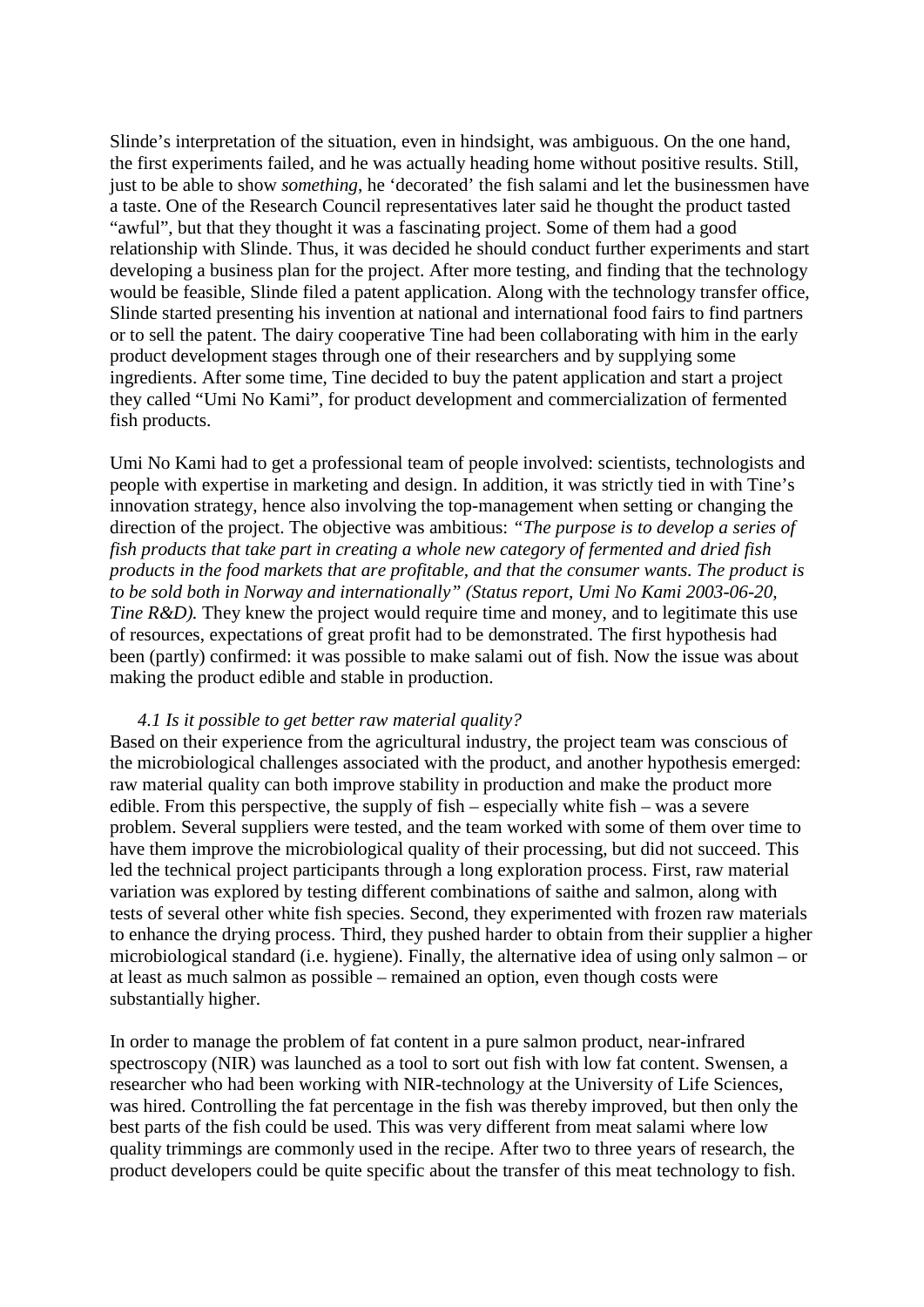Slinde's interpretation of the situation, even in hindsight, was ambiguous. On the one hand, the first experiments failed, and he was actually heading home without positive results. Still, just to be able to show *something*, he 'decorated' the fish salami and let the businessmen have a taste. One of the Research Council representatives later said he thought the product tasted "awful", but that they thought it was a fascinating project. Some of them had a good relationship with Slinde. Thus, it was decided he should conduct further experiments and start developing a business plan for the project. After more testing, and finding that the technology would be feasible, Slinde filed a patent application. Along with the technology transfer office, Slinde started presenting his invention at national and international food fairs to find partners or to sell the patent. The dairy cooperative Tine had been collaborating with him in the early product development stages through one of their researchers and by supplying some ingredients. After some time, Tine decided to buy the patent application and start a project they called "Umi No Kami", for product development and commercialization of fermented fish products.

Umi No Kami had to get a professional team of people involved: scientists, technologists and people with expertise in marketing and design. In addition, it was strictly tied in with Tine's innovation strategy, hence also involving the top-management when setting or changing the direction of the project. The objective was ambitious: *"The purpose is to develop a series of fish products that take part in creating a whole new category of fermented and dried fish products in the food markets that are profitable, and that the consumer wants. The product is to be sold both in Norway and internationally" (Status report, Umi No Kami 2003-06-20, Tine R&D).* They knew the project would require time and money, and to legitimate this use of resources, expectations of great profit had to be demonstrated. The first hypothesis had been (partly) confirmed: it was possible to make salami out of fish. Now the issue was about making the product edible and stable in production.

*4.1 Is it possible to get better raw material quality?*

Based on their experience from the agricultural industry, the project team was conscious of the microbiological challenges associated with the product, and another hypothesis emerged: raw material quality can both improve stability in production and make the product more edible. From this perspective, the supply of fish – especially white fish – was a severe problem. Several suppliers were tested, and the team worked with some of them over time to have them improve the microbiological quality of their processing, but did not succeed. This led the technical project participants through a long exploration process. First, raw material variation was explored by testing different combinations of saithe and salmon, along with tests of several other white fish species. Second, they experimented with frozen raw materials to enhance the drying process. Third, they pushed harder to obtain from their supplier a higher microbiological standard (i.e. hygiene). Finally, the alternative idea of using only salmon – or at least as much salmon as possible – remained an option, even though costs were substantially higher.

In order to manage the problem of fat content in a pure salmon product, near-infrared spectroscopy (NIR) was launched as a tool to sort out fish with low fat content. Swensen, a researcher who had been working with NIR-technology at the University of Life Sciences, was hired. Controlling the fat percentage in the fish was thereby improved, but then only the best parts of the fish could be used. This was very different from meat salami where low quality trimmings are commonly used in the recipe. After two to three years of research, the product developers could be quite specific about the transfer of this meat technology to fish.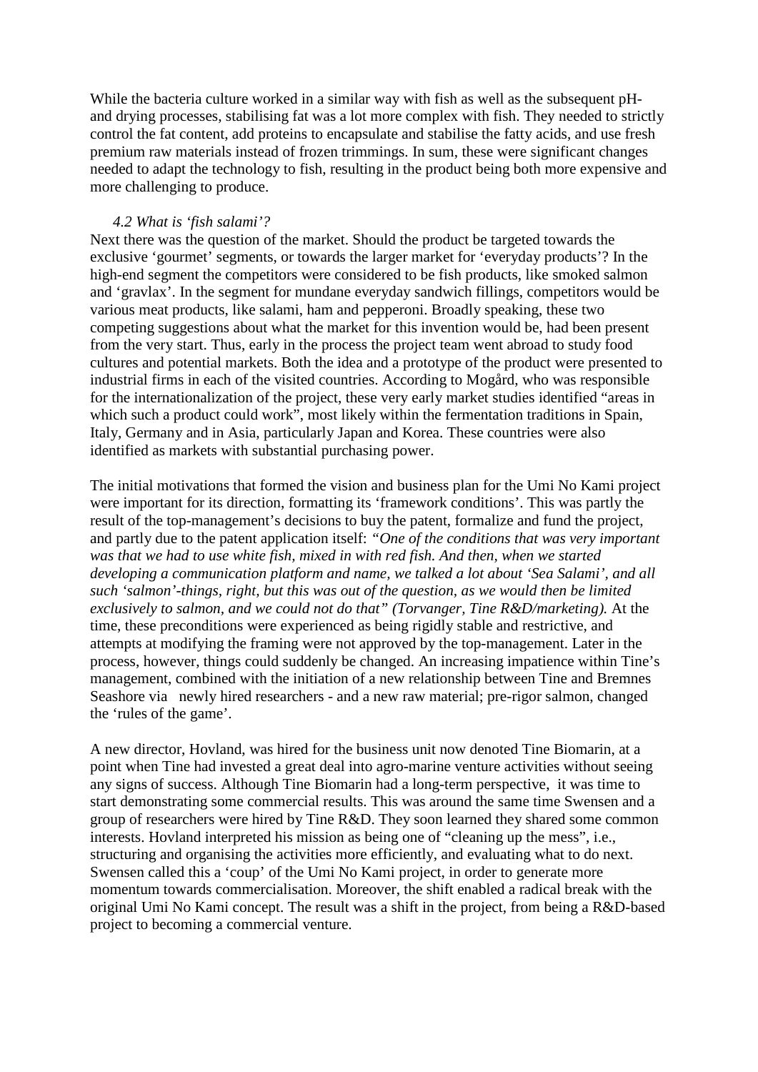While the bacteria culture worked in a similar way with fish as well as the subsequent pH- and drying processes, stabilising fat was a lot more complex with fish. They needed to strictly control the fat content, add proteins to encapsulate and stabilise the fatty acids, and use fresh premium raw materials instead of frozen trimmings. In sum, these were significant changes needed to adapt the technology to fish, resulting in the product being both more expensive and more challenging to produce.

### *4.2 What is 'fish salami'?*

Next there was the question of the market. Should the product be targeted towards the exclusive 'gourmet' segments, or towards the larger market for 'everyday products'? In the high-end segment the competitors were considered to be fish products, like smoked salmon and 'gravlax'. In the segment for mundane everyday sandwich fillings, competitors would be various meat products, like salami, ham and pepperoni. Broadly speaking, these two competing suggestions about what the market for this invention would be, had been present from the very start. Thus, early in the process the project team went abroad to study food cultures and potential markets. Both the idea and a prototype of the product were presented to industrial firms in each of the visited countries. According to Mogård, who was responsible for the internationalization of the project, these very early market studies identified "areas in which such a product could work", most likely within the fermentation traditions in Spain, Italy, Germany and in Asia, particularly Japan and Korea. These countries were also identified as markets with substantial purchasing power.

The initial motivations that formed the vision and business plan for the Umi No Kami project were important for its direction, formatting its 'framework conditions'. This was partly the result of the top-management's decisions to buy the patent, formalize and fund the project, and partly due to the patent application itself: *"One of the conditions that was very important was that we had to use white fish, mixed in with red fish. And then, when we started developing a communication platform and name, we talked a lot about 'Sea Salami', and all such 'salmon'-things, right, but this was out of the question, as we would then be limited exclusively to salmon, and we could not do that" (Torvanger, Tine R&D/marketing).* At the time, these preconditions were experienced as being rigidly stable and restrictive, and attempts at modifying the framing were not approved by the top-management. Later in the process, however, things could suddenly be changed. An increasing impatience within Tine's management, combined with the initiation of a new relationship between Tine and Bremnes Seashore via newly hired researchers - and a new raw material; pre-rigor salmon, changed the 'rules of the game'.

A new director, Hovland, was hired for the business unit now denoted Tine Biomarin, at a point when Tine had invested a great deal into agro-marine venture activities without seeing any signs of success. Although Tine Biomarin had a long-term perspective, it was time to start demonstrating some commercial results. This was around the same time Swensen and a group of researchers were hired by Tine R&D. They soon learned they shared some common interests. Hovland interpreted his mission as being one of "cleaning up the mess", i.e., structuring and organising the activities more efficiently, and evaluating what to do next. Swensen called this a 'coup' of the Umi No Kami project, in order to generate more momentum towards commercialisation. Moreover, the shift enabled a radical break with the original Umi No Kami concept. The result was a shift in the project, from being a R&D-based project to becoming a commercial venture.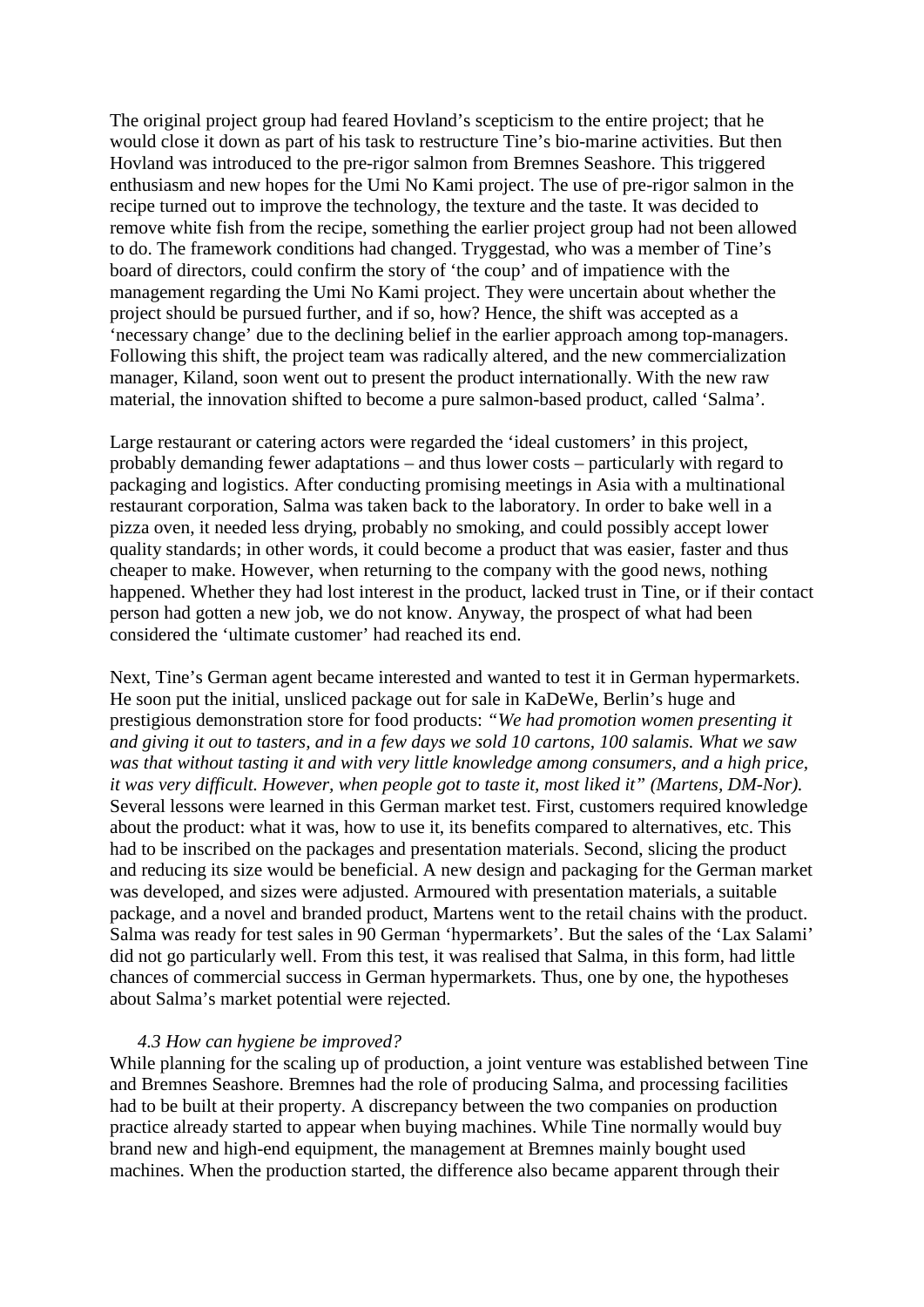The original project group had feared Hovland's scepticism to the entire project; that he would close it down as part of his task to restructure Tine's bio-marine activities. But then Hovland was introduced to the pre-rigor salmon from Bremnes Seashore. This triggered enthusiasm and new hopes for the Umi No Kami project. The use of pre-rigor salmon in the recipe turned out to improve the technology, the texture and the taste. It was decided to remove white fish from the recipe, something the earlier project group had not been allowed to do. The framework conditions had changed. Tryggestad, who was a member of Tine's board of directors, could confirm the story of 'the coup' and of impatience with the management regarding the Umi No Kami project. They were uncertain about whether the project should be pursued further, and if so, how? Hence, the shift was accepted as a 'necessary change' due to the declining belief in the earlier approach among top-managers. Following this shift, the project team was radically altered, and the new commercialization manager, Kiland, soon went out to present the product internationally. With the new raw material, the innovation shifted to become a pure salmon-based product, called 'Salma'.

Large restaurant or catering actors were regarded the 'ideal customers' in this project, probably demanding fewer adaptations – and thus lower costs – particularly with regard to packaging and logistics. After conducting promising meetings in Asia with a multinational restaurant corporation, Salma was taken back to the laboratory. In order to bake well in a pizza oven, it needed less drying, probably no smoking, and could possibly accept lower quality standards; in other words, it could become a product that was easier, faster and thus cheaper to make. However, when returning to the company with the good news, nothing happened. Whether they had lost interest in the product, lacked trust in Tine, or if their contact person had gotten a new job, we do not know. Anyway, the prospect of what had been considered the 'ultimate customer' had reached its end.

Next, Tine's German agent became interested and wanted to test it in German hypermarkets. He soon put the initial, unsliced package out for sale in KaDeWe, Berlin's huge and prestigious demonstration store for food products: *"We had promotion women presenting it and giving it out to tasters, and in a few days we sold 10 cartons, 100 salamis. What we saw was that without tasting it and with very little knowledge among consumers, and a high price, it was very difficult. However, when people got to taste it, most liked it" (Martens, DM-Nor).* Several lessons were learned in this German market test. First, customers required knowledge about the product: what it was, how to use it, its benefits compared to alternatives, etc. This had to be inscribed on the packages and presentation materials. Second, slicing the product and reducing its size would be beneficial. A new design and packaging for the German market was developed, and sizes were adjusted. Armoured with presentation materials, a suitable package, and a novel and branded product, Martens went to the retail chains with the product. Salma was ready for test sales in 90 German 'hypermarkets'. But the sales of the 'Lax Salami' did not go particularly well. From this test, it was realised that Salma, in this form, had little chances of commercial success in German hypermarkets. Thus, one by one, the hypotheses about Salma's market potential were rejected.

### *4.3 How can hygiene be improved?*

While planning for the scaling up of production, a joint venture was established between Tine and Bremnes Seashore. Bremnes had the role of producing Salma, and processing facilities had to be built at their property. A discrepancy between the two companies on production practice already started to appear when buying machines. While Tine normally would buy brand new and high-end equipment, the management at Bremnes mainly bought used machines. When the production started, the difference also became apparent through their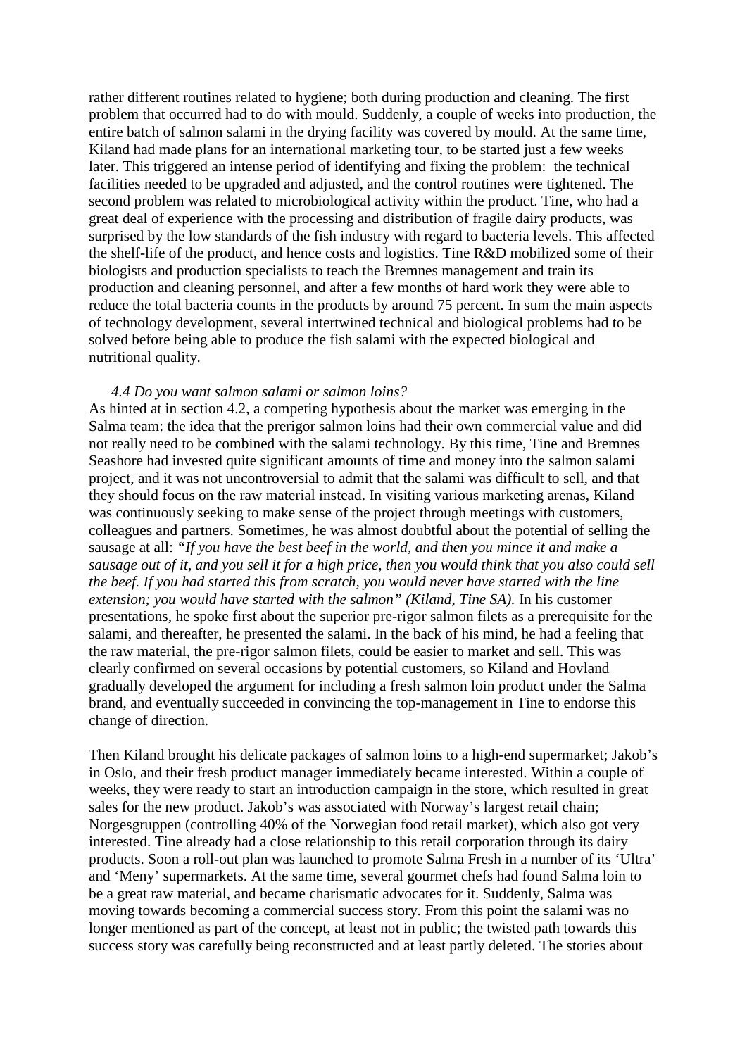rather different routines related to hygiene; both during production and cleaning. The first problem that occurred had to do with mould. Suddenly, a couple of weeks into production, the entire batch of salmon salami in the drying facility was covered by mould. At the same time, Kiland had made plans for an international marketing tour, to be started just a few weeks later. This triggered an intense period of identifying and fixing the problem: the technical facilities needed to be upgraded and adjusted, and the control routines were tightened. The second problem was related to microbiological activity within the product. Tine, who had a great deal of experience with the processing and distribution of fragile dairy products, was surprised by the low standards of the fish industry with regard to bacteria levels. This affected the shelf-life of the product, and hence costs and logistics. Tine R&D mobilized some of their biologists and production specialists to teach the Bremnes management and train its production and cleaning personnel, and after a few months of hard work they were able to reduce the total bacteria counts in the products by around 75 percent. In sum the main aspects of technology development, several intertwined technical and biological problems had to be solved before being able to produce the fish salami with the expected biological and nutritional quality.

### *4.4 Do you want salmon salami or salmon loins?*

As hinted at in section 4.2, a competing hypothesis about the market was emerging in the Salma team: the idea that the prerigor salmon loins had their own commercial value and did not really need to be combined with the salami technology. By this time, Tine and Bremnes Seashore had invested quite significant amounts of time and money into the salmon salami project, and it was not uncontroversial to admit that the salami was difficult to sell, and that they should focus on the raw material instead. In visiting various marketing arenas, Kiland was continuously seeking to make sense of the project through meetings with customers, colleagues and partners. Sometimes, he was almost doubtful about the potential of selling the sausage at all: *"If you have the best beef in the world, and then you mince it and make a sausage out of it, and you sell it for a high price, then you would think that you also could sell the beef. If you had started this from scratch, you would never have started with the line extension; you would have started with the salmon" (Kiland, Tine SA).* In his customer presentations, he spoke first about the superior pre-rigor salmon filets as a prerequisite for the salami, and thereafter, he presented the salami. In the back of his mind, he had a feeling that the raw material, the pre-rigor salmon filets, could be easier to market and sell. This was clearly confirmed on several occasions by potential customers, so Kiland and Hovland gradually developed the argument for including a fresh salmon loin product under the Salma brand, and eventually succeeded in convincing the top-management in Tine to endorse this change of direction.

Then Kiland brought his delicate packages of salmon loins to a high-end supermarket; Jakob's in Oslo, and their fresh product manager immediately became interested. Within a couple of weeks, they were ready to start an introduction campaign in the store, which resulted in great sales for the new product. Jakob's was associated with Norway's largest retail chain; Norgesgruppen (controlling 40% of the Norwegian food retail market), which also got very interested. Tine already had a close relationship to this retail corporation through its dairy products. Soon a roll-out plan was launched to promote Salma Fresh in a number of its 'Ultra' and 'Meny' supermarkets. At the same time, several gourmet chefs had found Salma loin to be a great raw material, and became charismatic advocates for it. Suddenly, Salma was moving towards becoming a commercial success story. From this point the salami was no longer mentioned as part of the concept, at least not in public; the twisted path towards this success story was carefully being reconstructed and at least partly deleted. The stories about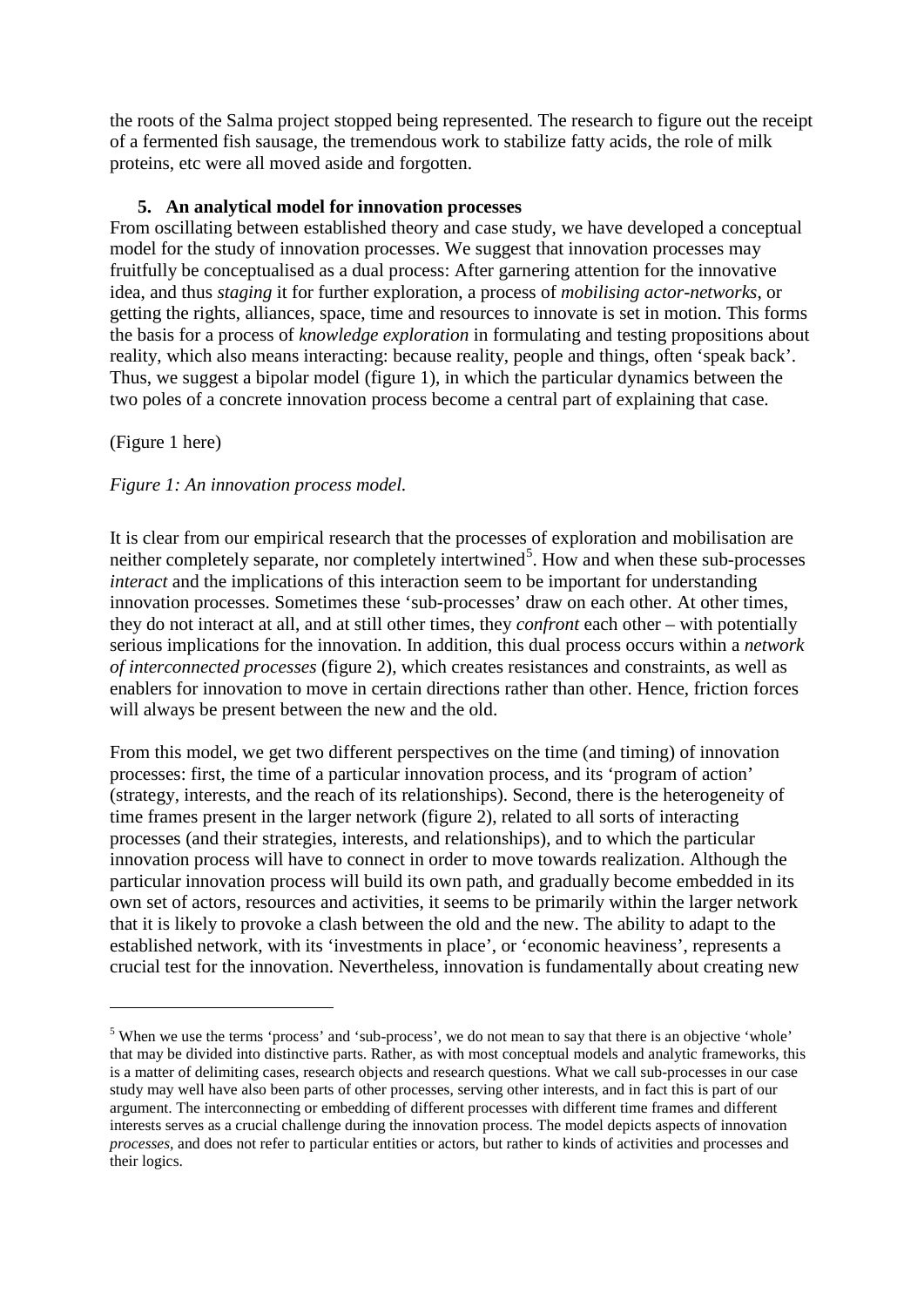the roots of the Salma project stopped being represented. The research to figure out the receipt of a fermented fish sausage, the tremendous work to stabilize fatty acids, the role of milk proteins, etc were all moved aside and forgotten.

## 5. An analytical model for innovation processes

From oscillating between established theory and case study, we have developed a conceptual model for the study of innovation processes. We suggest that innovation processes may fruitfully be conceptualised as a dual process: After garnering attention for the innovative idea, and thus *staging* it for further exploration, a process of *mobilising actor-networks*, or getting the rights, alliances, space, time and resources to innovate is set in motion. This forms the basis for a process of *knowledge exploration* in formulating and testing propositions about reality, which also means interacting: because reality, people and things, often 'speak back'. Thus, we suggest a bipolar model (figure 1), in which the particular dynamics between the two poles of a concrete innovation process become a central part of explaining that case.

(Figure 1 here)

*Figure 1: An innovation process model.*

It is clear from our empirical research that the processes of exploration and mobilisation are neither completely separate, nor completely intertwined[5]. How and when these sub-processes *interact* and the implications of this interaction seem to be important for understanding innovation processes. Sometimes these 'sub-processes' draw on each other. At other times, they do not interact at all, and at still other times, they *confront* each other – with potentially serious implications for the innovation. In addition, this dual process occurs within a *network of interconnected processes* (figure 2), which creates resistances and constraints, as well as enablers for innovation to move in certain directions rather than other. Hence, friction forces will always be present between the new and the old.

From this model, we get two different perspectives on the time (and timing) of innovation processes: first, the time of a particular innovation process, and its 'program of action' (strategy, interests, and the reach of its relationships). Second, there is the heterogeneity of time frames present in the larger network (figure 2), related to all sorts of interacting processes (and their strategies, interests, and relationships), and to which the particular innovation process will have to connect in order to move towards realization. Although the particular innovation process will build its own path, and gradually become embedded in its own set of actors, resources and activities, it seems to be primarily within the larger network that it is likely to provoke a clash between the old and the new. The ability to adapt to the established network, with its 'investments in place', or 'economic heaviness', represents a crucial test for the innovation. Nevertheless, innovation is fundamentally about creating new

---

[5] When we use the terms 'process' and 'sub-process', we do not mean to say that there is an objective 'whole' that may be divided into distinctive parts. Rather, as with most conceptual models and analytic frameworks, this is a matter of delimiting cases, research objects and research questions. What we call sub-processes in our case study may well have also been parts of other processes, serving other interests, and in fact this is part of our argument. The interconnecting or embedding of different processes with different time frames and different interests serves as a crucial challenge during the innovation process. The model depicts aspects of innovation *processes*, and does not refer to particular entities or actors, but rather to kinds of activities and processes and their logics.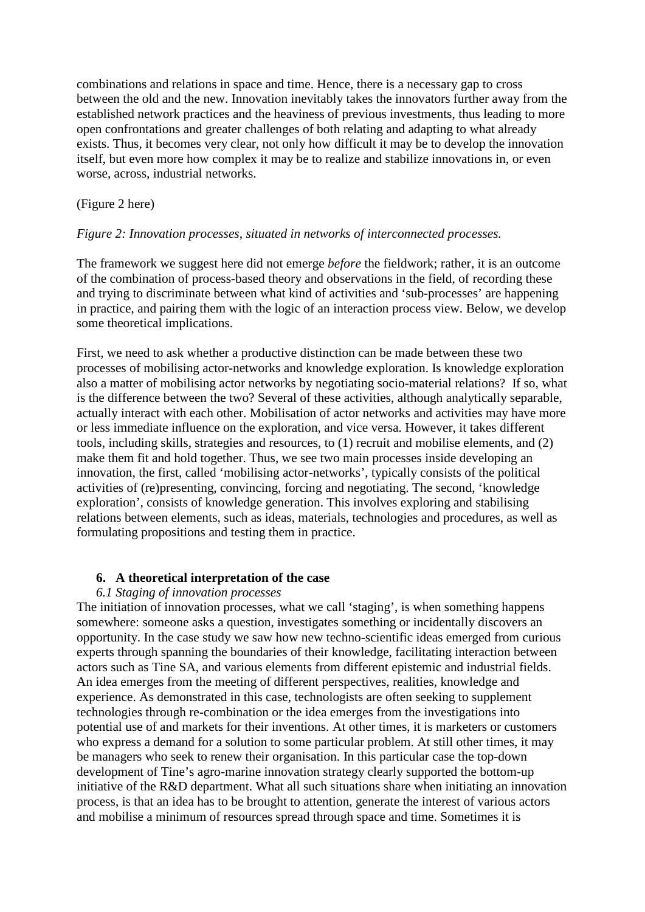combinations and relations in space and time. Hence, there is a necessary gap to cross between the old and the new. Innovation inevitably takes the innovators further away from the established network practices and the heaviness of previous investments, thus leading to more open confrontations and greater challenges of both relating and adapting to what already exists. Thus, it becomes very clear, not only how difficult it may be to develop the innovation itself, but even more how complex it may be to realize and stabilize innovations in, or even worse, across, industrial networks.

(Figure 2 here)

*Figure 2: Innovation processes, situated in networks of interconnected processes.*

The framework we suggest here did not emerge *before* the fieldwork; rather, it is an outcome of the combination of process-based theory and observations in the field, of recording these and trying to discriminate between what kind of activities and 'sub-processes' are happening in practice, and pairing them with the logic of an interaction process view. Below, we develop some theoretical implications.

First, we need to ask whether a productive distinction can be made between these two processes of mobilising actor-networks and knowledge exploration. Is knowledge exploration also a matter of mobilising actor networks by negotiating socio-material relations? If so, what is the difference between the two? Several of these activities, although analytically separable, actually interact with each other. Mobilisation of actor networks and activities may have more or less immediate influence on the exploration, and vice versa. However, it takes different tools, including skills, strategies and resources, to (1) recruit and mobilise elements, and (2) make them fit and hold together. Thus, we see two main processes inside developing an innovation, the first, called 'mobilising actor-networks', typically consists of the political activities of (re)presenting, convincing, forcing and negotiating. The second, 'knowledge exploration', consists of knowledge generation. This involves exploring and stabilising relations between elements, such as ideas, materials, technologies and procedures, as well as formulating propositions and testing them in practice.

## 6. A theoretical interpretation of the case

### *6.1 Staging of innovation processes*

The initiation of innovation processes, what we call 'staging', is when something happens somewhere: someone asks a question, investigates something or incidentally discovers an opportunity. In the case study we saw how new techno-scientific ideas emerged from curious experts through spanning the boundaries of their knowledge, facilitating interaction between actors such as Tine SA, and various elements from different epistemic and industrial fields. An idea emerges from the meeting of different perspectives, realities, knowledge and experience. As demonstrated in this case, technologists are often seeking to supplement technologies through re-combination or the idea emerges from the investigations into potential use of and markets for their inventions. At other times, it is marketers or customers who express a demand for a solution to some particular problem. At still other times, it may be managers who seek to renew their organisation. In this particular case the top-down development of Tine's agro-marine innovation strategy clearly supported the bottom-up initiative of the R&D department. What all such situations share when initiating an innovation process, is that an idea has to be brought to attention, generate the interest of various actors and mobilise a minimum of resources spread through space and time. Sometimes it is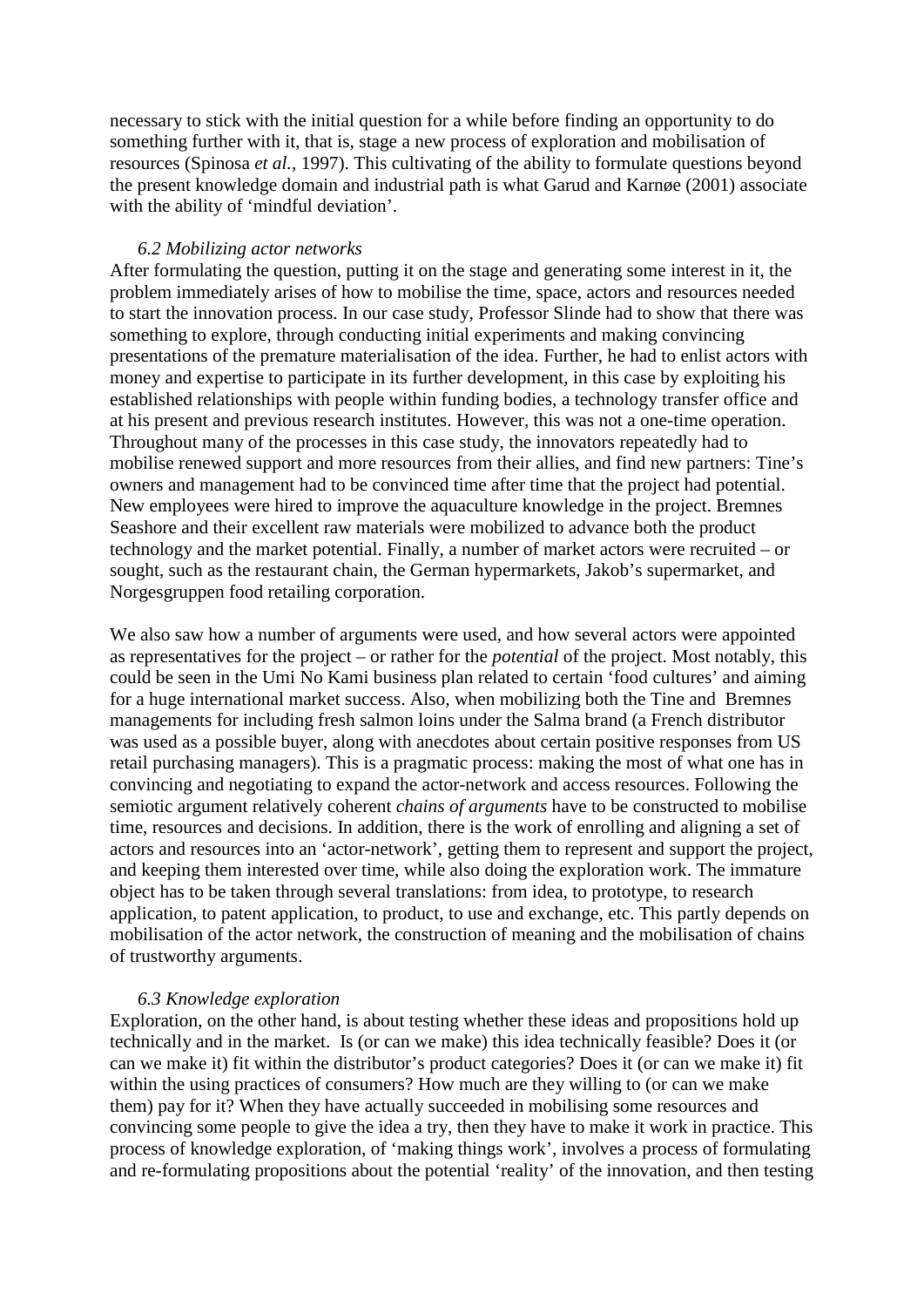necessary to stick with the initial question for a while before finding an opportunity to do something further with it, that is, stage a new process of exploration and mobilisation of resources (Spinosa *et al.*, 1997). This cultivating of the ability to formulate questions beyond the present knowledge domain and industrial path is what Garud and Karnøe (2001) associate with the ability of 'mindful deviation'.

### *6.2 Mobilizing actor networks*

After formulating the question, putting it on the stage and generating some interest in it, the problem immediately arises of how to mobilise the time, space, actors and resources needed to start the innovation process. In our case study, Professor Slinde had to show that there was something to explore, through conducting initial experiments and making convincing presentations of the premature materialisation of the idea. Further, he had to enlist actors with money and expertise to participate in its further development, in this case by exploiting his established relationships with people within funding bodies, a technology transfer office and at his present and previous research institutes. However, this was not a one-time operation. Throughout many of the processes in this case study, the innovators repeatedly had to mobilise renewed support and more resources from their allies, and find new partners: Tine's owners and management had to be convinced time after time that the project had potential. New employees were hired to improve the aquaculture knowledge in the project. Bremnes Seashore and their excellent raw materials were mobilized to advance both the product technology and the market potential. Finally, a number of market actors were recruited – or sought, such as the restaurant chain, the German hypermarkets, Jakob's supermarket, and Norgesgruppen food retailing corporation.

We also saw how a number of arguments were used, and how several actors were appointed as representatives for the project – or rather for the *potential* of the project. Most notably, this could be seen in the Umi No Kami business plan related to certain 'food cultures' and aiming for a huge international market success. Also, when mobilizing both the Tine and Bremnes managements for including fresh salmon loins under the Salma brand (a French distributor was used as a possible buyer, along with anecdotes about certain positive responses from US retail purchasing managers). This is a pragmatic process: making the most of what one has in convincing and negotiating to expand the actor-network and access resources. Following the semiotic argument relatively coherent *chains of arguments* have to be constructed to mobilise time, resources and decisions. In addition, there is the work of enrolling and aligning a set of actors and resources into an 'actor-network', getting them to represent and support the project, and keeping them interested over time, while also doing the exploration work. The immature object has to be taken through several translations: from idea, to prototype, to research application, to patent application, to product, to use and exchange, etc. This partly depends on mobilisation of the actor network, the construction of meaning and the mobilisation of chains of trustworthy arguments.

### *6.3 Knowledge exploration*

Exploration, on the other hand, is about testing whether these ideas and propositions hold up technically and in the market. Is (or can we make) this idea technically feasible? Does it (or can we make it) fit within the distributor's product categories? Does it (or can we make it) fit within the using practices of consumers? How much are they willing to (or can we make them) pay for it? When they have actually succeeded in mobilising some resources and convincing some people to give the idea a try, then they have to make it work in practice. This process of knowledge exploration, of 'making things work', involves a process of formulating and re-formulating propositions about the potential 'reality' of the innovation, and then testing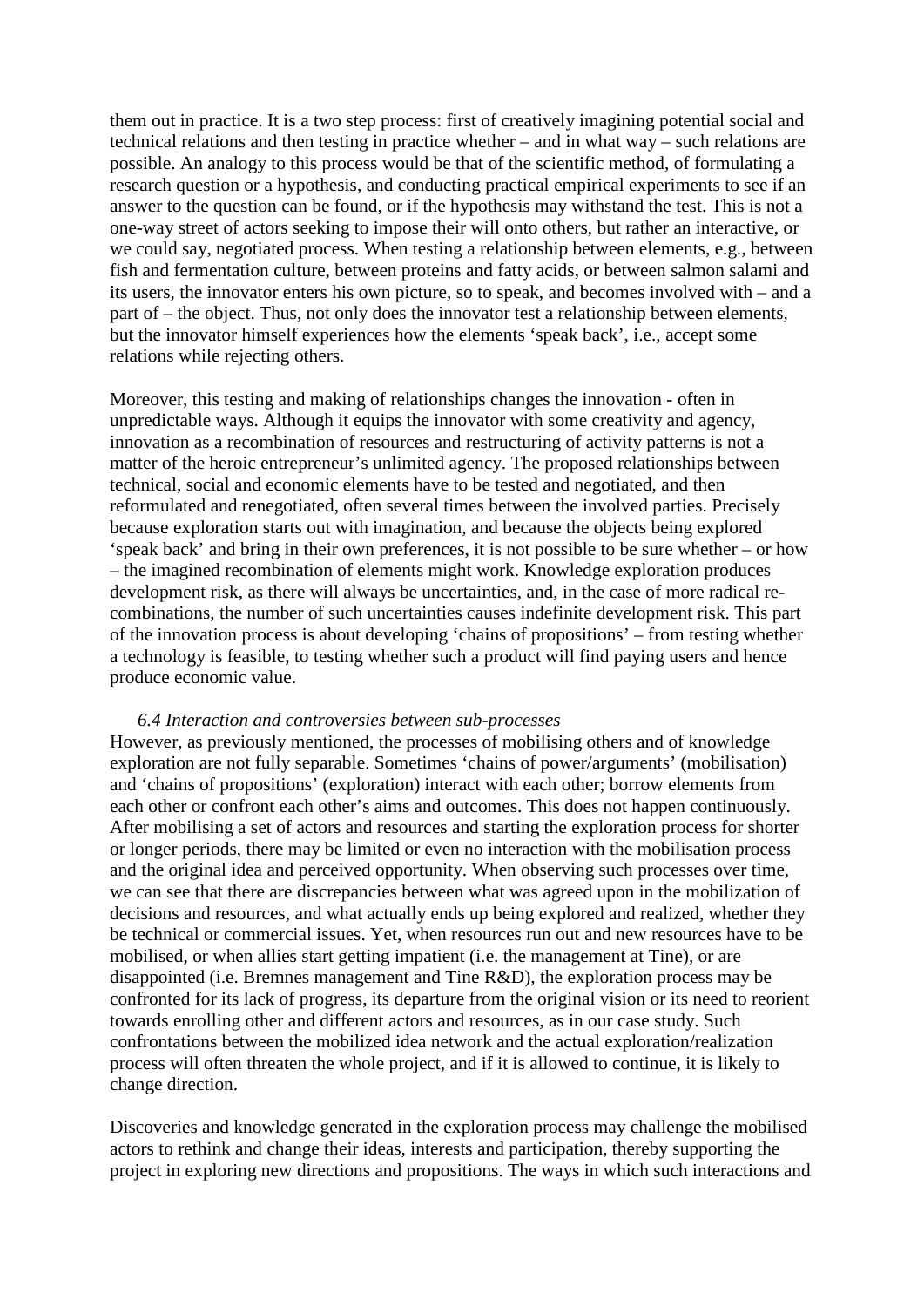them out in practice. It is a two step process: first of creatively imagining potential social and technical relations and then testing in practice whether – and in what way – such relations are possible. An analogy to this process would be that of the scientific method, of formulating a research question or a hypothesis, and conducting practical empirical experiments to see if an answer to the question can be found, or if the hypothesis may withstand the test. This is not a one-way street of actors seeking to impose their will onto others, but rather an interactive, or we could say, negotiated process. When testing a relationship between elements, e.g., between fish and fermentation culture, between proteins and fatty acids, or between salmon salami and its users, the innovator enters his own picture, so to speak, and becomes involved with – and a part of – the object. Thus, not only does the innovator test a relationship between elements, but the innovator himself experiences how the elements 'speak back', i.e., accept some relations while rejecting others.

Moreover, this testing and making of relationships changes the innovation - often in unpredictable ways. Although it equips the innovator with some creativity and agency, innovation as a recombination of resources and restructuring of activity patterns is not a matter of the heroic entrepreneur's unlimited agency. The proposed relationships between technical, social and economic elements have to be tested and negotiated, and then reformulated and renegotiated, often several times between the involved parties. Precisely because exploration starts out with imagination, and because the objects being explored 'speak back' and bring in their own preferences, it is not possible to be sure whether – or how – the imagined recombination of elements might work. Knowledge exploration produces development risk, as there will always be uncertainties, and, in the case of more radical re-combinations, the number of such uncertainties causes indefinite development risk. This part of the innovation process is about developing 'chains of propositions' – from testing whether a technology is feasible, to testing whether such a product will find paying users and hence produce economic value.

### *6.4 Interaction and controversies between sub-processes*

However, as previously mentioned, the processes of mobilising others and of knowledge exploration are not fully separable. Sometimes 'chains of power/arguments' (mobilisation) and 'chains of propositions' (exploration) interact with each other; borrow elements from each other or confront each other's aims and outcomes. This does not happen continuously. After mobilising a set of actors and resources and starting the exploration process for shorter or longer periods, there may be limited or even no interaction with the mobilisation process and the original idea and perceived opportunity. When observing such processes over time, we can see that there are discrepancies between what was agreed upon in the mobilization of decisions and resources, and what actually ends up being explored and realized, whether they be technical or commercial issues. Yet, when resources run out and new resources have to be mobilised, or when allies start getting impatient (i.e. the management at Tine), or are disappointed (i.e. Bremnes management and Tine R&D), the exploration process may be confronted for its lack of progress, its departure from the original vision or its need to reorient towards enrolling other and different actors and resources, as in our case study. Such confrontations between the mobilized idea network and the actual exploration/realization process will often threaten the whole project, and if it is allowed to continue, it is likely to change direction.

Discoveries and knowledge generated in the exploration process may challenge the mobilised actors to rethink and change their ideas, interests and participation, thereby supporting the project in exploring new directions and propositions. The ways in which such interactions and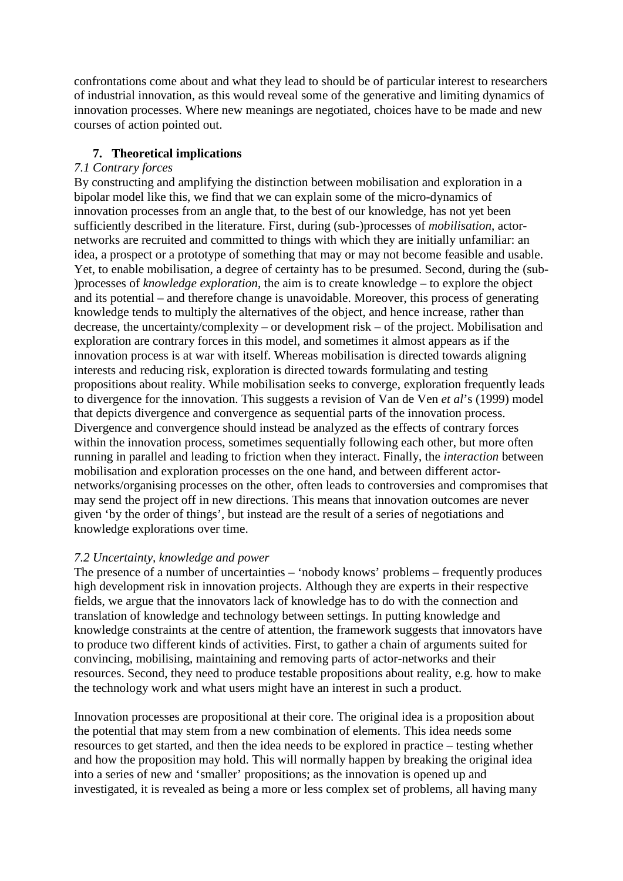confrontations come about and what they lead to should be of particular interest to researchers of industrial innovation, as this would reveal some of the generative and limiting dynamics of innovation processes. Where new meanings are negotiated, choices have to be made and new courses of action pointed out.

## 7. Theoretical implications

### *7.1 Contrary forces*

By constructing and amplifying the distinction between mobilisation and exploration in a bipolar model like this, we find that we can explain some of the micro-dynamics of innovation processes from an angle that, to the best of our knowledge, has not yet been sufficiently described in the literature. First, during (sub-)processes of *mobilisation*, actor-networks are recruited and committed to things with which they are initially unfamiliar: an idea, a prospect or a prototype of something that may or may not become feasible and usable. Yet, to enable mobilisation, a degree of certainty has to be presumed. Second, during the (sub-)processes of *knowledge exploration*, the aim is to create knowledge – to explore the object and its potential – and therefore change is unavoidable. Moreover, this process of generating knowledge tends to multiply the alternatives of the object, and hence increase, rather than decrease, the uncertainty/complexity – or development risk – of the project. Mobilisation and exploration are contrary forces in this model, and sometimes it almost appears as if the innovation process is at war with itself. Whereas mobilisation is directed towards aligning interests and reducing risk, exploration is directed towards formulating and testing propositions about reality. While mobilisation seeks to converge, exploration frequently leads to divergence for the innovation. This suggests a revision of Van de Ven *et al*'s (1999) model that depicts divergence and convergence as sequential parts of the innovation process. Divergence and convergence should instead be analyzed as the effects of contrary forces within the innovation process, sometimes sequentially following each other, but more often running in parallel and leading to friction when they interact. Finally, the *interaction* between mobilisation and exploration processes on the one hand, and between different actor-networks/organising processes on the other, often leads to controversies and compromises that may send the project off in new directions. This means that innovation outcomes are never given 'by the order of things', but instead are the result of a series of negotiations and knowledge explorations over time.

### *7.2 Uncertainty, knowledge and power*

The presence of a number of uncertainties – 'nobody knows' problems – frequently produces high development risk in innovation projects. Although they are experts in their respective fields, we argue that the innovators lack of knowledge has to do with the connection and translation of knowledge and technology between settings. In putting knowledge and knowledge constraints at the centre of attention, the framework suggests that innovators have to produce two different kinds of activities. First, to gather a chain of arguments suited for convincing, mobilising, maintaining and removing parts of actor-networks and their resources. Second, they need to produce testable propositions about reality, e.g. how to make the technology work and what users might have an interest in such a product.

Innovation processes are propositional at their core. The original idea is a proposition about the potential that may stem from a new combination of elements. This idea needs some resources to get started, and then the idea needs to be explored in practice – testing whether and how the proposition may hold. This will normally happen by breaking the original idea into a series of new and 'smaller' propositions; as the innovation is opened up and investigated, it is revealed as being a more or less complex set of problems, all having many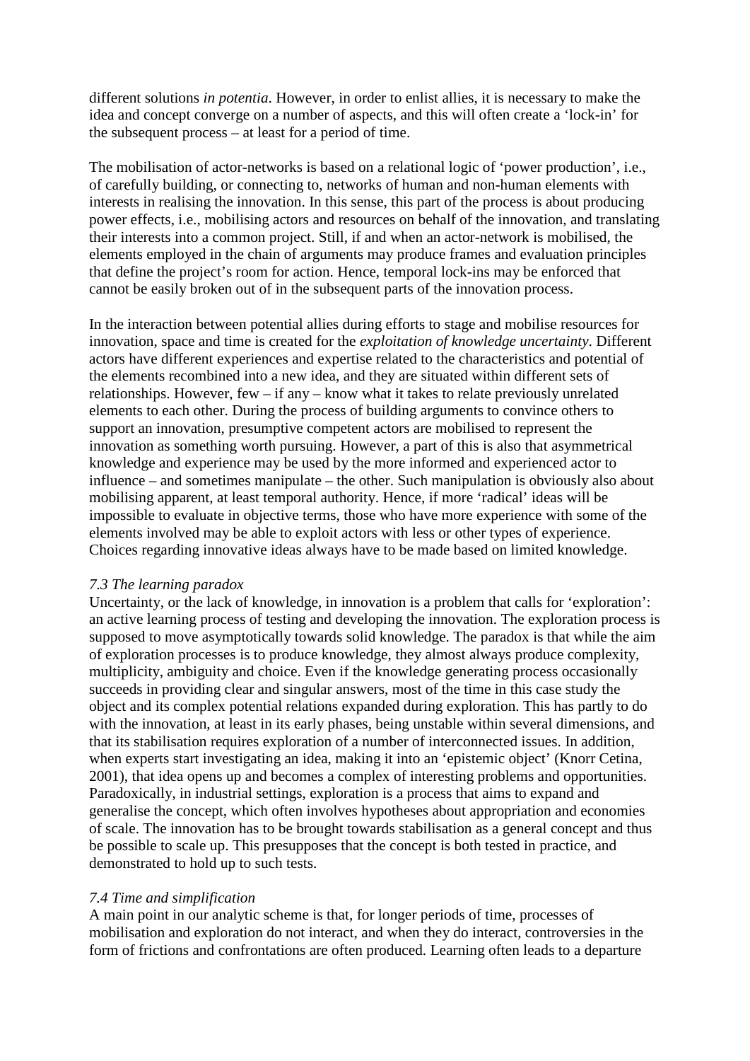different solutions *in potentia*. However, in order to enlist allies, it is necessary to make the idea and concept converge on a number of aspects, and this will often create a 'lock-in' for the subsequent process – at least for a period of time.

The mobilisation of actor-networks is based on a relational logic of 'power production', i.e., of carefully building, or connecting to, networks of human and non-human elements with interests in realising the innovation. In this sense, this part of the process is about producing power effects, i.e., mobilising actors and resources on behalf of the innovation, and translating their interests into a common project. Still, if and when an actor-network is mobilised, the elements employed in the chain of arguments may produce frames and evaluation principles that define the project's room for action. Hence, temporal lock-ins may be enforced that cannot be easily broken out of in the subsequent parts of the innovation process.

In the interaction between potential allies during efforts to stage and mobilise resources for innovation, space and time is created for the *exploitation of knowledge uncertainty*. Different actors have different experiences and expertise related to the characteristics and potential of the elements recombined into a new idea, and they are situated within different sets of relationships. However, few – if any – know what it takes to relate previously unrelated elements to each other. During the process of building arguments to convince others to support an innovation, presumptive competent actors are mobilised to represent the innovation as something worth pursuing. However, a part of this is also that asymmetrical knowledge and experience may be used by the more informed and experienced actor to influence – and sometimes manipulate – the other. Such manipulation is obviously also about mobilising apparent, at least temporal authority. Hence, if more 'radical' ideas will be impossible to evaluate in objective terms, those who have more experience with some of the elements involved may be able to exploit actors with less or other types of experience. Choices regarding innovative ideas always have to be made based on limited knowledge.

### *7.3 The learning paradox*

Uncertainty, or the lack of knowledge, in innovation is a problem that calls for 'exploration': an active learning process of testing and developing the innovation. The exploration process is supposed to move asymptotically towards solid knowledge. The paradox is that while the aim of exploration processes is to produce knowledge, they almost always produce complexity, multiplicity, ambiguity and choice. Even if the knowledge generating process occasionally succeeds in providing clear and singular answers, most of the time in this case study the object and its complex potential relations expanded during exploration. This has partly to do with the innovation, at least in its early phases, being unstable within several dimensions, and that its stabilisation requires exploration of a number of interconnected issues. In addition, when experts start investigating an idea, making it into an 'epistemic object' (Knorr Cetina, 2001), that idea opens up and becomes a complex of interesting problems and opportunities. Paradoxically, in industrial settings, exploration is a process that aims to expand and generalise the concept, which often involves hypotheses about appropriation and economies of scale. The innovation has to be brought towards stabilisation as a general concept and thus be possible to scale up. This presupposes that the concept is both tested in practice, and demonstrated to hold up to such tests.

### *7.4 Time and simplification*

A main point in our analytic scheme is that, for longer periods of time, processes of mobilisation and exploration do not interact, and when they do interact, controversies in the form of frictions and confrontations are often produced. Learning often leads to a departure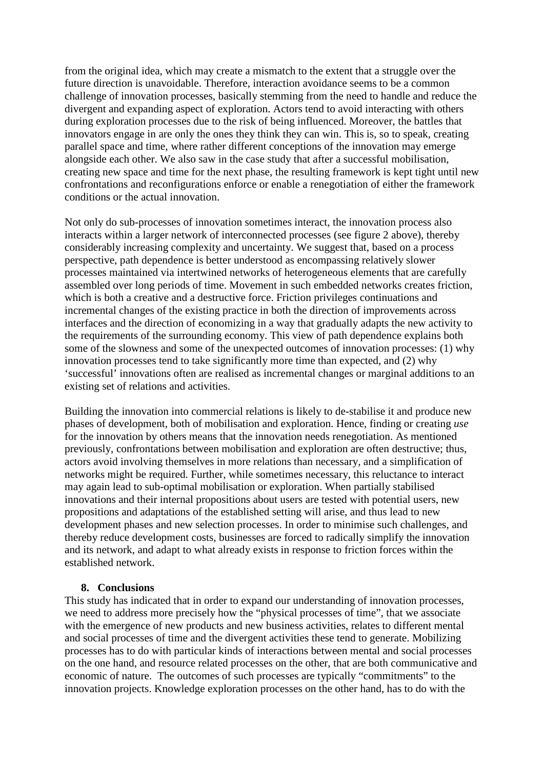from the original idea, which may create a mismatch to the extent that a struggle over the future direction is unavoidable. Therefore, interaction avoidance seems to be a common challenge of innovation processes, basically stemming from the need to handle and reduce the divergent and expanding aspect of exploration. Actors tend to avoid interacting with others during exploration processes due to the risk of being influenced. Moreover, the battles that innovators engage in are only the ones they think they can win. This is, so to speak, creating parallel space and time, where rather different conceptions of the innovation may emerge alongside each other. We also saw in the case study that after a successful mobilisation, creating new space and time for the next phase, the resulting framework is kept tight until new confrontations and reconfigurations enforce or enable a renegotiation of either the framework conditions or the actual innovation.

Not only do sub-processes of innovation sometimes interact, the innovation process also interacts within a larger network of interconnected processes (see figure 2 above), thereby considerably increasing complexity and uncertainty. We suggest that, based on a process perspective, path dependence is better understood as encompassing relatively slower processes maintained via intertwined networks of heterogeneous elements that are carefully assembled over long periods of time. Movement in such embedded networks creates friction, which is both a creative and a destructive force. Friction privileges continuations and incremental changes of the existing practice in both the direction of improvements across interfaces and the direction of economizing in a way that gradually adapts the new activity to the requirements of the surrounding economy. This view of path dependence explains both some of the slowness and some of the unexpected outcomes of innovation processes: (1) why innovation processes tend to take significantly more time than expected, and (2) why 'successful' innovations often are realised as incremental changes or marginal additions to an existing set of relations and activities.

Building the innovation into commercial relations is likely to de-stabilise it and produce new phases of development, both of mobilisation and exploration. Hence, finding or creating *use* for the innovation by others means that the innovation needs renegotiation. As mentioned previously, confrontations between mobilisation and exploration are often destructive; thus, actors avoid involving themselves in more relations than necessary, and a simplification of networks might be required. Further, while sometimes necessary, this reluctance to interact may again lead to sub-optimal mobilisation or exploration. When partially stabilised innovations and their internal propositions about users are tested with potential users, new propositions and adaptations of the established setting will arise, and thus lead to new development phases and new selection processes. In order to minimise such challenges, and thereby reduce development costs, businesses are forced to radically simplify the innovation and its network, and adapt to what already exists in response to friction forces within the established network.

## 8. Conclusions

This study has indicated that in order to expand our understanding of innovation processes, we need to address more precisely how the "physical processes of time", that we associate with the emergence of new products and new business activities, relates to different mental and social processes of time and the divergent activities these tend to generate. Mobilizing processes has to do with particular kinds of interactions between mental and social processes on the one hand, and resource related processes on the other, that are both communicative and economic of nature. The outcomes of such processes are typically "commitments" to the innovation projects. Knowledge exploration processes on the other hand, has to do with the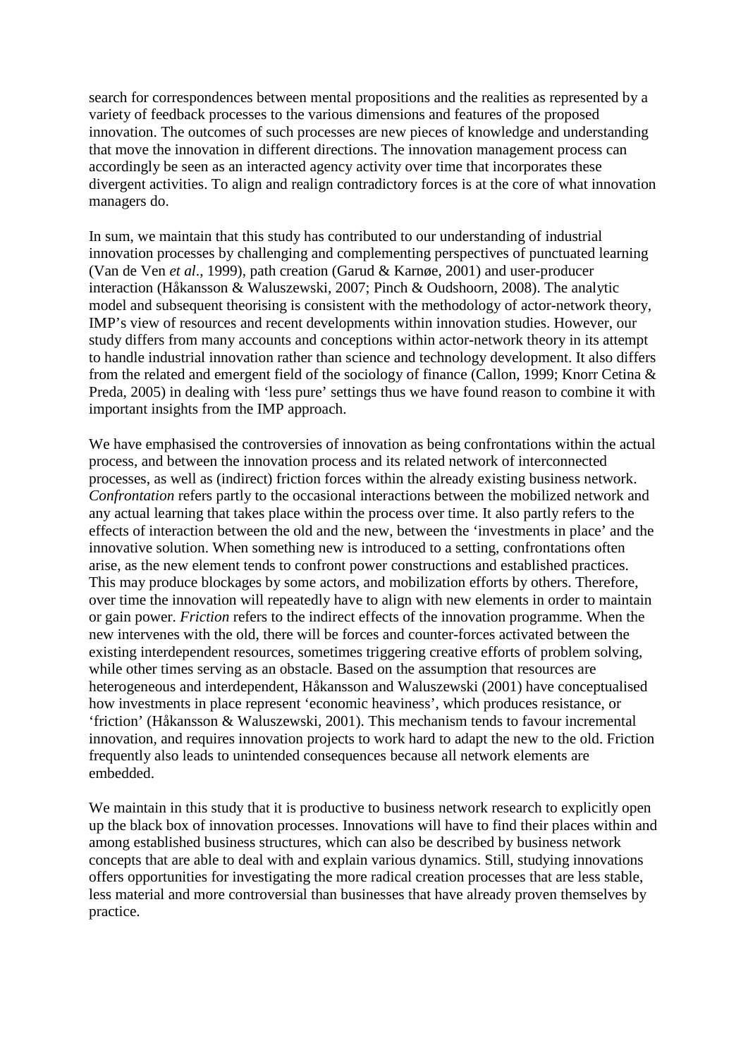search for correspondences between mental propositions and the realities as represented by a variety of feedback processes to the various dimensions and features of the proposed innovation. The outcomes of such processes are new pieces of knowledge and understanding that move the innovation in different directions. The innovation management process can accordingly be seen as an interacted agency activity over time that incorporates these divergent activities. To align and realign contradictory forces is at the core of what innovation managers do.

In sum, we maintain that this study has contributed to our understanding of industrial innovation processes by challenging and complementing perspectives of punctuated learning (Van de Ven *et al*., 1999), path creation (Garud & Karnøe, 2001) and user-producer interaction (Håkansson & Waluszewski, 2007; Pinch & Oudshoorn, 2008). The analytic model and subsequent theorising is consistent with the methodology of actor-network theory, IMP's view of resources and recent developments within innovation studies. However, our study differs from many accounts and conceptions within actor-network theory in its attempt to handle industrial innovation rather than science and technology development. It also differs from the related and emergent field of the sociology of finance (Callon, 1999; Knorr Cetina & Preda, 2005) in dealing with 'less pure' settings thus we have found reason to combine it with important insights from the IMP approach.

We have emphasised the controversies of innovation as being confrontations within the actual process, and between the innovation process and its related network of interconnected processes, as well as (indirect) friction forces within the already existing business network. *Confrontation* refers partly to the occasional interactions between the mobilized network and any actual learning that takes place within the process over time. It also partly refers to the effects of interaction between the old and the new, between the 'investments in place' and the innovative solution. When something new is introduced to a setting, confrontations often arise, as the new element tends to confront power constructions and established practices. This may produce blockages by some actors, and mobilization efforts by others. Therefore, over time the innovation will repeatedly have to align with new elements in order to maintain or gain power. *Friction* refers to the indirect effects of the innovation programme. When the new intervenes with the old, there will be forces and counter-forces activated between the existing interdependent resources, sometimes triggering creative efforts of problem solving, while other times serving as an obstacle. Based on the assumption that resources are heterogeneous and interdependent, Håkansson and Waluszewski (2001) have conceptualised how investments in place represent 'economic heaviness', which produces resistance, or 'friction' (Håkansson & Waluszewski, 2001). This mechanism tends to favour incremental innovation, and requires innovation projects to work hard to adapt the new to the old. Friction frequently also leads to unintended consequences because all network elements are embedded.

We maintain in this study that it is productive to business network research to explicitly open up the black box of innovation processes. Innovations will have to find their places within and among established business structures, which can also be described by business network concepts that are able to deal with and explain various dynamics. Still, studying innovations offers opportunities for investigating the more radical creation processes that are less stable, less material and more controversial than businesses that have already proven themselves by practice.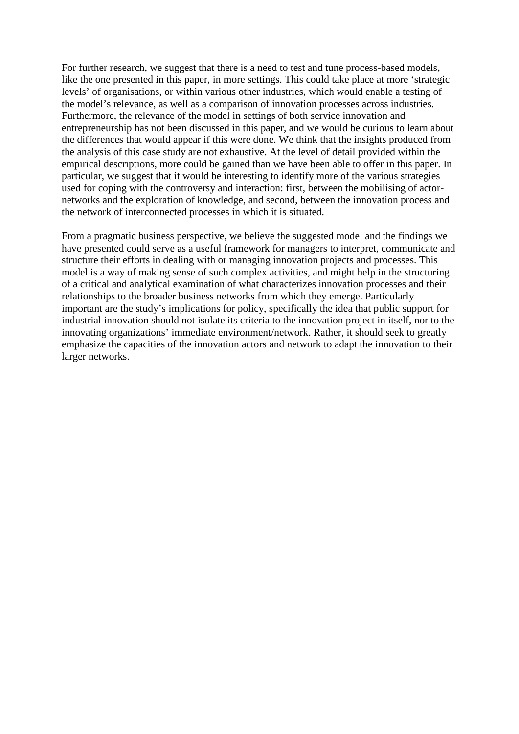For further research, we suggest that there is a need to test and tune process-based models, like the one presented in this paper, in more settings. This could take place at more 'strategic levels' of organisations, or within various other industries, which would enable a testing of the model's relevance, as well as a comparison of innovation processes across industries. Furthermore, the relevance of the model in settings of both service innovation and entrepreneurship has not been discussed in this paper, and we would be curious to learn about the differences that would appear if this were done. We think that the insights produced from the analysis of this case study are not exhaustive. At the level of detail provided within the empirical descriptions, more could be gained than we have been able to offer in this paper. In particular, we suggest that it would be interesting to identify more of the various strategies used for coping with the controversy and interaction: first, between the mobilising of actor-networks and the exploration of knowledge, and second, between the innovation process and the network of interconnected processes in which it is situated.

From a pragmatic business perspective, we believe the suggested model and the findings we have presented could serve as a useful framework for managers to interpret, communicate and structure their efforts in dealing with or managing innovation projects and processes. This model is a way of making sense of such complex activities, and might help in the structuring of a critical and analytical examination of what characterizes innovation processes and their relationships to the broader business networks from which they emerge. Particularly important are the study's implications for policy, specifically the idea that public support for industrial innovation should not isolate its criteria to the innovation project in itself, nor to the innovating organizations' immediate environment/network. Rather, it should seek to greatly emphasize the capacities of the innovation actors and network to adapt the innovation to their larger networks.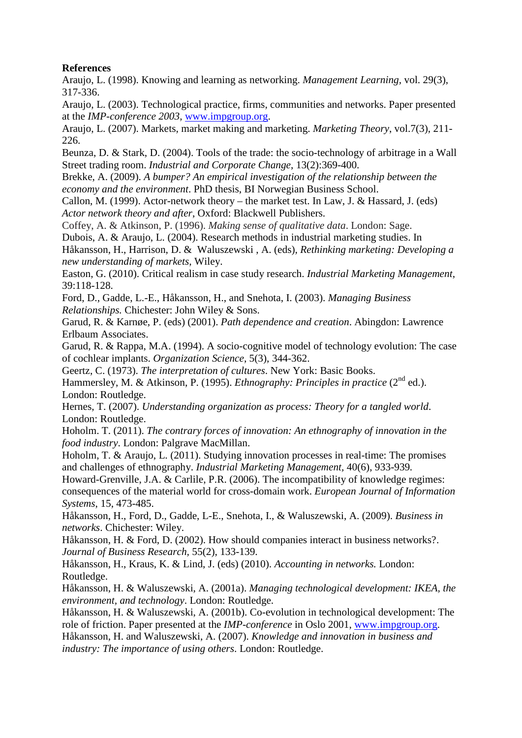**References**

Araujo, L. (1998). Knowing and learning as networking. *Management Learning*, vol. 29(3), 317-336.

Araujo, L. (2003). Technological practice, firms, communities and networks. Paper presented at the *IMP-conference 2003*, www.impgroup.org.

Araujo, L. (2007). Markets, market making and marketing. *Marketing Theory*, vol.7(3), 211-226.

Beunza, D. & Stark, D. (2004). Tools of the trade: the socio-technology of arbitrage in a Wall Street trading room. *Industrial and Corporate Change*, 13(2):369-400.

Brekke, A. (2009). *A bumper? An empirical investigation of the relationship between the economy and the environment*. PhD thesis, BI Norwegian Business School.

Callon, M. (1999). Actor-network theory – the market test. In Law, J. & Hassard, J. (eds) *Actor network theory and after*, Oxford: Blackwell Publishers.

Coffey, A. & Atkinson, P. (1996). *Making sense of qualitative data*. London: Sage.

Dubois, A. & Araujo, L. (2004). Research methods in industrial marketing studies. In Håkansson, H., Harrison, D. & Waluszewski , A. (eds), *Rethinking marketing: Developing a new understanding of markets*, Wiley.

Easton, G. (2010). Critical realism in case study research. *Industrial Marketing Management*, 39:118-128.

Ford, D., Gadde, L.-E., Håkansson, H., and Snehota, I. (2003). *Managing Business Relationships.* Chichester: John Wiley & Sons.

Garud, R. & Karnøe, P. (eds) (2001). *Path dependence and creation*. Abingdon: Lawrence Erlbaum Associates.

Garud, R. & Rappa, M.A. (1994). A socio-cognitive model of technology evolution: The case of cochlear implants. *Organization Science*, 5(3), 344-362.

Geertz, C. (1973). *The interpretation of cultures*. New York: Basic Books.

Hammersley, M. & Atkinson, P. (1995). *Ethnography: Principles in practice* (2nd ed.). London: Routledge.

Hernes, T. (2007). *Understanding organization as process: Theory for a tangled world*. London: Routledge.

Hoholm. T. (2011). *The contrary forces of innovation: An ethnography of innovation in the food industry*. London: Palgrave MacMillan.

Hoholm, T. & Araujo, L. (2011). Studying innovation processes in real-time: The promises and challenges of ethnography. *Industrial Marketing Management*, 40(6), 933-939.

Howard-Grenville, J.A. & Carlile, P.R. (2006). The incompatibility of knowledge regimes: consequences of the material world for cross-domain work. *European Journal of Information Systems*, 15, 473-485.

Håkansson, H., Ford, D., Gadde, L-E., Snehota, I., & Waluszewski, A. (2009). *Business in networks*. Chichester: Wiley.

Håkansson, H. & Ford, D. (2002). How should companies interact in business networks?. *Journal of Business Research*, 55(2), 133-139.

Håkansson, H., Kraus, K. & Lind, J. (eds) (2010). *Accounting in networks.* London: Routledge.

Håkansson, H. & Waluszewski, A. (2001a). *Managing technological development: IKEA, the environment, and technology*. London: Routledge.

Håkansson, H. & Waluszewski, A. (2001b). Co-evolution in technological development: The role of friction. Paper presented at the *IMP-conference* in Oslo 2001, www.impgroup.org.

Håkansson, H. and Waluszewski, A. (2007). *Knowledge and innovation in business and industry: The importance of using others*. London: Routledge.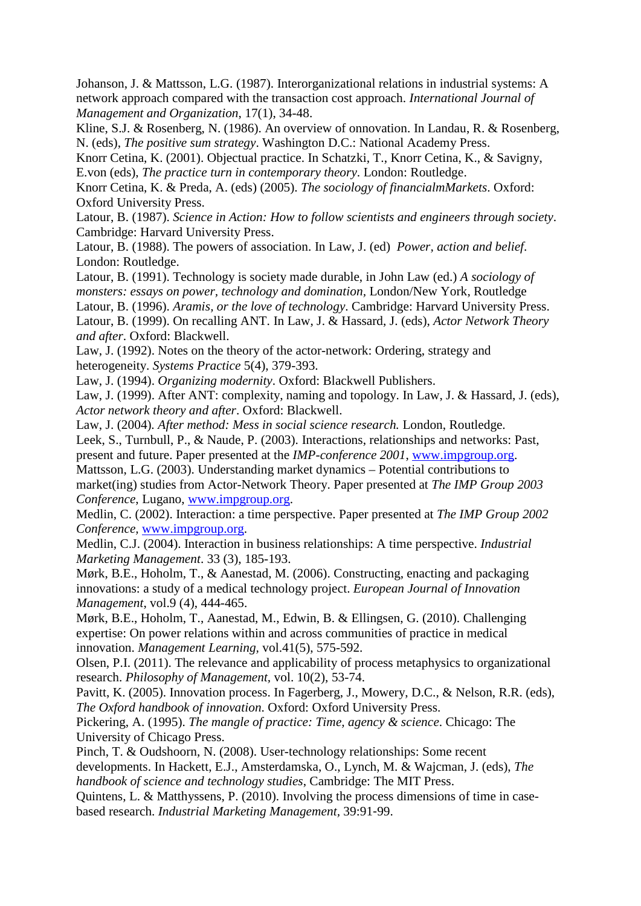Johanson, J. & Mattsson, L.G. (1987). Interorganizational relations in industrial systems: A network approach compared with the transaction cost approach. *International Journal of Management and Organization*, 17(1), 34-48.

Kline, S.J. & Rosenberg, N. (1986). An overview of onnovation. In Landau, R. & Rosenberg, N. (eds), *The positive sum strategy*. Washington D.C.: National Academy Press.

Knorr Cetina, K. (2001). Objectual practice. In Schatzki, T., Knorr Cetina, K., & Savigny, E.von (eds), *The practice turn in contemporary theory*. London: Routledge.

Knorr Cetina, K. & Preda, A. (eds) (2005). *The sociology of financialmMarkets*. Oxford: Oxford University Press.

Latour, B. (1987). *Science in Action: How to follow scientists and engineers through society*. Cambridge: Harvard University Press.

Latour, B. (1988). The powers of association. In Law, J. (ed) *Power, action and belief*. London: Routledge.

Latour, B. (1991). Technology is society made durable, in John Law (ed.) *A sociology of monsters: essays on power, technology and domination*, London/New York, Routledge

Latour, B. (1996). *Aramis, or the love of technology*. Cambridge: Harvard University Press.

Latour, B. (1999). On recalling ANT. In Law, J. & Hassard, J. (eds), *Actor Network Theory and after*. Oxford: Blackwell.

Law, J. (1992). Notes on the theory of the actor-network: Ordering, strategy and heterogeneity. *Systems Practice* 5(4), 379-393.

Law, J. (1994). *Organizing modernity*. Oxford: Blackwell Publishers.

Law, J. (1999). After ANT: complexity, naming and topology. In Law, J. & Hassard, J. (eds), *Actor network theory and after*. Oxford: Blackwell.

Law, J. (2004). *After method: Mess in social science research.* London, Routledge.

Leek, S., Turnbull, P., & Naude, P. (2003). Interactions, relationships and networks: Past, present and future. Paper presented at the *IMP-conference 2001*, www.impgroup.org.

Mattsson, L.G. (2003). Understanding market dynamics – Potential contributions to market(ing) studies from Actor-Network Theory. Paper presented at *The IMP Group 2003 Conference*, Lugano, www.impgroup.org.

Medlin, C. (2002). Interaction: a time perspective. Paper presented at *The IMP Group 2002 Conference*, www.impgroup.org.

Medlin, C.J. (2004). Interaction in business relationships: A time perspective. *Industrial Marketing Management*. 33 (3), 185-193.

Mørk, B.E., Hoholm, T., & Aanestad, M. (2006). Constructing, enacting and packaging innovations: a study of a medical technology project. *European Journal of Innovation Management*, vol.9 (4), 444-465.

Mørk, B.E., Hoholm, T., Aanestad, M., Edwin, B. & Ellingsen, G. (2010). Challenging expertise: On power relations within and across communities of practice in medical innovation. *Management Learning*, vol.41(5), 575-592.

Olsen, P.I. (2011). The relevance and applicability of process metaphysics to organizational research. *Philosophy of Management*, vol. 10(2), 53-74.

Pavitt, K. (2005). Innovation process. In Fagerberg, J., Mowery, D.C., & Nelson, R.R. (eds), *The Oxford handbook of innovation*. Oxford: Oxford University Press.

Pickering, A. (1995). *The mangle of practice: Time, agency & science*. Chicago: The University of Chicago Press.

Pinch, T. & Oudshoorn, N. (2008). User-technology relationships: Some recent developments. In Hackett, E.J., Amsterdamska, O., Lynch, M. & Wajcman, J. (eds), *The handbook of science and technology studies*, Cambridge: The MIT Press.

Quintens, L. & Matthyssens, P. (2010). Involving the process dimensions of time in case-based research. *Industrial Marketing Management*, 39:91-99.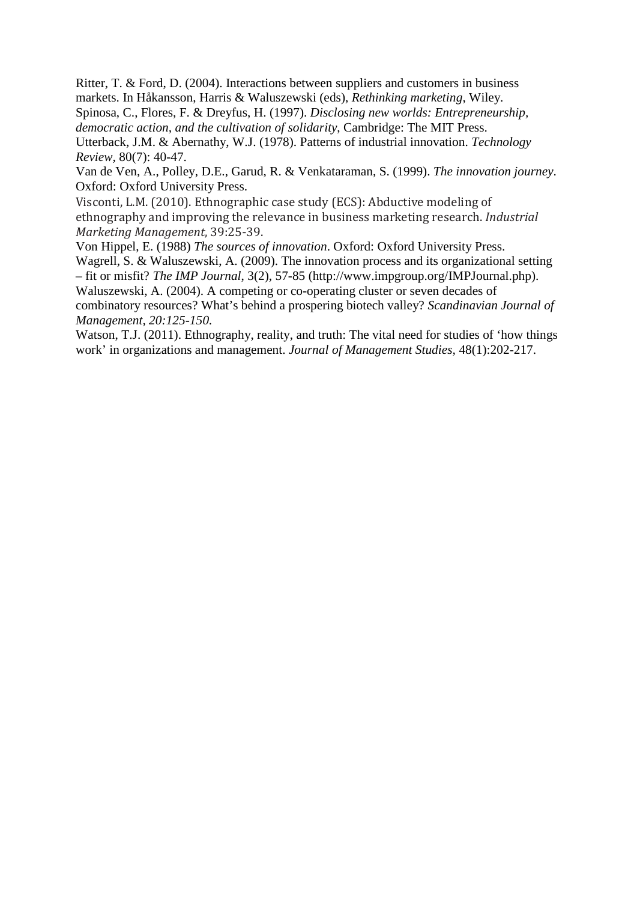Ritter, T. & Ford, D. (2004). Interactions between suppliers and customers in business markets. In Håkansson, Harris & Waluszewski (eds), *Rethinking marketing*, Wiley.

Spinosa, C., Flores, F. & Dreyfus, H. (1997). *Disclosing new worlds: Entrepreneurship, democratic action, and the cultivation of solidarity*, Cambridge: The MIT Press.

Utterback, J.M. & Abernathy, W.J. (1978). Patterns of industrial innovation. *Technology Review*, 80(7): 40-47.

Van de Ven, A., Polley, D.E., Garud, R. & Venkataraman, S. (1999). *The innovation journey*. Oxford: Oxford University Press.

Visconti, L.M. (2010). Ethnographic case study (ECS): Abductive modeling of ethnography and improving the relevance in business marketing research. *Industrial Marketing Management*, 39:25-39.

Von Hippel, E. (1988) *The sources of innovation*. Oxford: Oxford University Press.

Wagrell, S. & Waluszewski, A. (2009). The innovation process and its organizational setting – fit or misfit? *The IMP Journal*, 3(2), 57-85 (http://www.impgroup.org/IMPJournal.php).

Waluszewski, A. (2004). A competing or co-operating cluster or seven decades of combinatory resources? What's behind a prospering biotech valley? *Scandinavian Journal of Management, 20:125-150.*

Watson, T.J. (2011). Ethnography, reality, and truth: The vital need for studies of 'how things work' in organizations and management. *Journal of Management Studies,* 48(1):202-217.